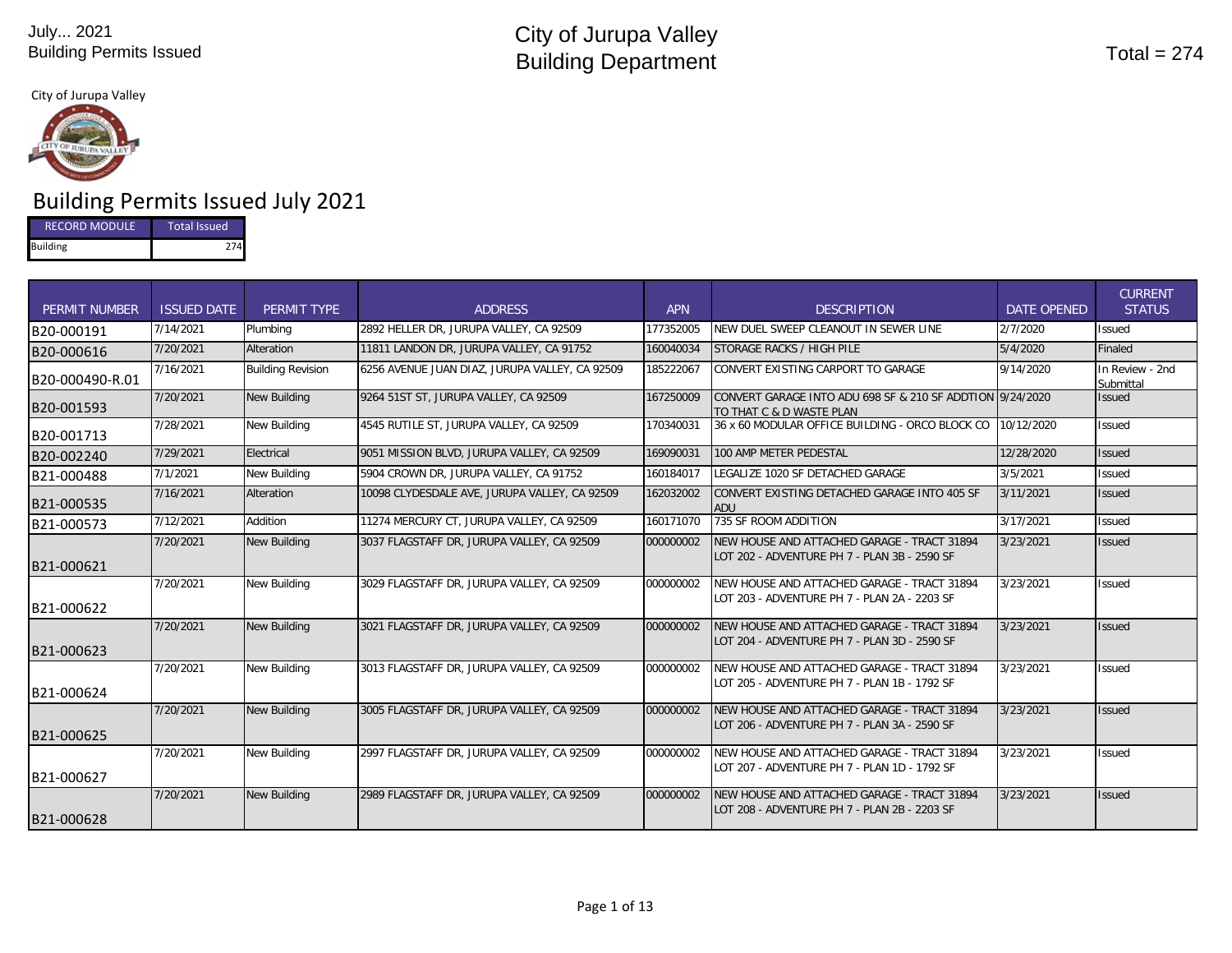July... 2021
Building Permits Issued

# City of Jurupa Valley
# Building Department

Total = 274

City of Jurupa Valley

## Building Permits Issued July 2021

| RECORD MODULE | Total Issued |
|---|---|
| Building | 274 |

| PERMIT NUMBER | ISSUED DATE | PERMIT TYPE | ADDRESS | APN | DESCRIPTION | DATE OPENED | CURRENT STATUS |
|---|---|---|---|---|---|---|---|
| B20-000191 | 7/14/2021 | Plumbing | 2892 HELLER DR, JURUPA VALLEY, CA 92509 | 177352005 | NEW DUEL SWEEP CLEANOUT IN SEWER LINE | 2/7/2020 | Issued |
| B20-000616 | 7/20/2021 | Alteration | 11811 LANDON DR, JURUPA VALLEY, CA 91752 | 160040034 | STORAGE RACKS / HIGH PILE | 5/4/2020 | Finaled |
| B20-000490-R.01 | 7/16/2021 | Building Revision | 6256 AVENUE JUAN DIAZ, JURUPA VALLEY, CA 92509 | 185222067 | CONVERT EXISTING CARPORT TO GARAGE | 9/14/2020 | In Review - 2nd Submittal |
| B20-001593 | 7/20/2021 | New Building | 9264 51ST ST, JURUPA VALLEY, CA 92509 | 167250009 | CONVERT GARAGE INTO ADU 698 SF & 210 SF ADDTION TO THAT C & D WASTE PLAN | 9/24/2020 | Issued |
| B20-001713 | 7/28/2021 | New Building | 4545 RUTILE ST, JURUPA VALLEY, CA 92509 | 170340031 | 36 x 60 MODULAR OFFICE BUILDING - ORCO BLOCK CO | 10/12/2020 | Issued |
| B20-002240 | 7/29/2021 | Electrical | 9051 MISSION BLVD, JURUPA VALLEY, CA 92509 | 169090031 | 100 AMP METER PEDESTAL | 12/28/2020 | Issued |
| B21-000488 | 7/1/2021 | New Building | 5904 CROWN DR, JURUPA VALLEY, CA 91752 | 160184017 | LEGALIZE 1020 SF DETACHED GARAGE | 3/5/2021 | Issued |
| B21-000535 | 7/16/2021 | Alteration | 10098 CLYDESDALE AVE, JURUPA VALLEY, CA 92509 | 162032002 | CONVERT EXISTING DETACHED GARAGE INTO 405 SF ADU | 3/11/2021 | Issued |
| B21-000573 | 7/12/2021 | Addition | 11274 MERCURY CT, JURUPA VALLEY, CA 92509 | 160171070 | 735 SF ROOM ADDITION | 3/17/2021 | Issued |
| B21-000621 | 7/20/2021 | New Building | 3037 FLAGSTAFF DR, JURUPA VALLEY, CA 92509 | 000000002 | NEW HOUSE AND ATTACHED GARAGE - TRACT 31894 LOT 202 - ADVENTURE PH 7 - PLAN 3B - 2590 SF | 3/23/2021 | Issued |
| B21-000622 | 7/20/2021 | New Building | 3029 FLAGSTAFF DR, JURUPA VALLEY, CA 92509 | 000000002 | NEW HOUSE AND ATTACHED GARAGE - TRACT 31894 LOT 203 - ADVENTURE PH 7 - PLAN 2A - 2203 SF | 3/23/2021 | Issued |
| B21-000623 | 7/20/2021 | New Building | 3021 FLAGSTAFF DR, JURUPA VALLEY, CA 92509 | 000000002 | NEW HOUSE AND ATTACHED GARAGE - TRACT 31894 LOT 204 - ADVENTURE PH 7 - PLAN 3D - 2590 SF | 3/23/2021 | Issued |
| B21-000624 | 7/20/2021 | New Building | 3013 FLAGSTAFF DR, JURUPA VALLEY, CA 92509 | 000000002 | NEW HOUSE AND ATTACHED GARAGE - TRACT 31894 LOT 205 - ADVENTURE PH 7 - PLAN 1B - 1792 SF | 3/23/2021 | Issued |
| B21-000625 | 7/20/2021 | New Building | 3005 FLAGSTAFF DR, JURUPA VALLEY, CA 92509 | 000000002 | NEW HOUSE AND ATTACHED GARAGE - TRACT 31894 LOT 206 - ADVENTURE PH 7 - PLAN 3A - 2590 SF | 3/23/2021 | Issued |
| B21-000627 | 7/20/2021 | New Building | 2997 FLAGSTAFF DR, JURUPA VALLEY, CA 92509 | 000000002 | NEW HOUSE AND ATTACHED GARAGE - TRACT 31894 LOT 207 - ADVENTURE PH 7 - PLAN 1D - 1792 SF | 3/23/2021 | Issued |
| B21-000628 | 7/20/2021 | New Building | 2989 FLAGSTAFF DR, JURUPA VALLEY, CA 92509 | 000000002 | NEW HOUSE AND ATTACHED GARAGE - TRACT 31894 LOT 208 - ADVENTURE PH 7 - PLAN 2B - 2203 SF | 3/23/2021 | Issued |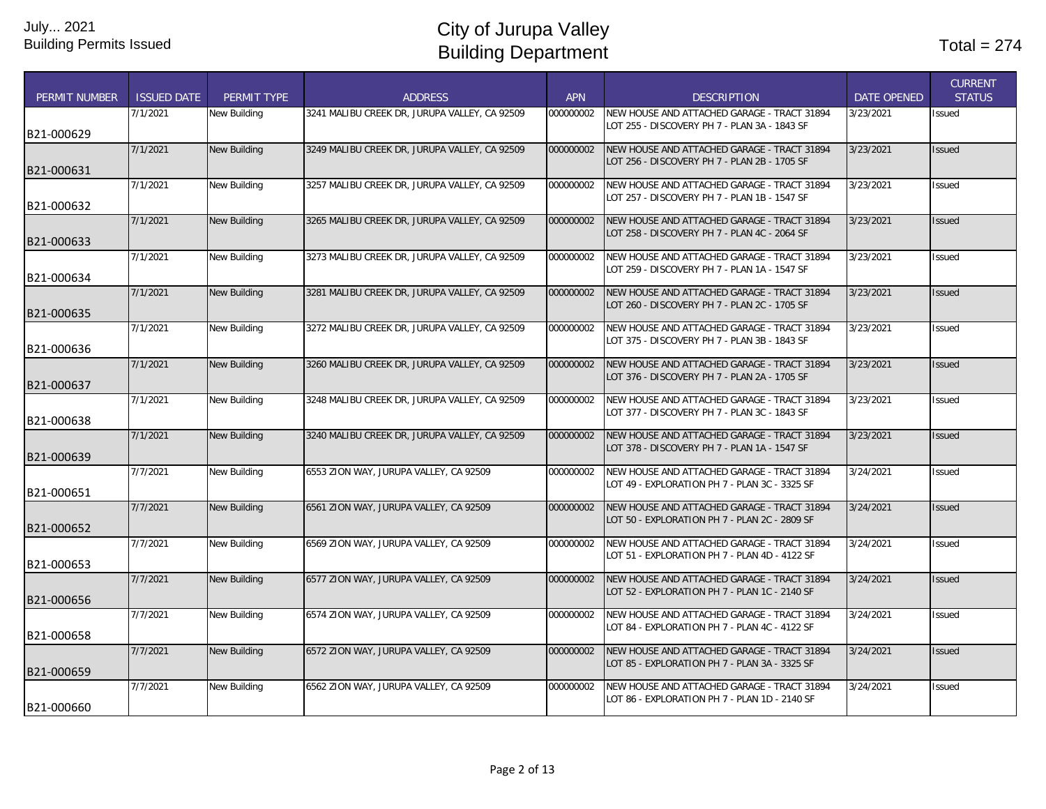July... 2021
Building Permits Issued

# City of Jurupa Valley
# Building Department

Total = 274

| PERMIT NUMBER | ISSUED DATE | PERMIT TYPE | ADDRESS | APN | DESCRIPTION | DATE OPENED | CURRENT STATUS |
|---|---|---|---|---|---|---|---|
| B21-000629 | 7/1/2021 | New Building | 3241 MALIBU CREEK DR, JURUPA VALLEY, CA 92509 | 000000002 | NEW HOUSE AND ATTACHED GARAGE - TRACT 31894 LOT 255 - DISCOVERY PH 7 - PLAN 3A - 1843 SF | 3/23/2021 | Issued |
| B21-000631 | 7/1/2021 | New Building | 3249 MALIBU CREEK DR, JURUPA VALLEY, CA 92509 | 000000002 | NEW HOUSE AND ATTACHED GARAGE - TRACT 31894 LOT 256 - DISCOVERY PH 7 - PLAN 2B - 1705 SF | 3/23/2021 | Issued |
| B21-000632 | 7/1/2021 | New Building | 3257 MALIBU CREEK DR, JURUPA VALLEY, CA 92509 | 000000002 | NEW HOUSE AND ATTACHED GARAGE - TRACT 31894 LOT 257 - DISCOVERY PH 7 - PLAN 1B - 1547 SF | 3/23/2021 | Issued |
| B21-000633 | 7/1/2021 | New Building | 3265 MALIBU CREEK DR, JURUPA VALLEY, CA 92509 | 000000002 | NEW HOUSE AND ATTACHED GARAGE - TRACT 31894 LOT 258 - DISCOVERY PH 7 - PLAN 4C - 2064 SF | 3/23/2021 | Issued |
| B21-000634 | 7/1/2021 | New Building | 3273 MALIBU CREEK DR, JURUPA VALLEY, CA 92509 | 000000002 | NEW HOUSE AND ATTACHED GARAGE - TRACT 31894 LOT 259 - DISCOVERY PH 7 - PLAN 1A - 1547 SF | 3/23/2021 | Issued |
| B21-000635 | 7/1/2021 | New Building | 3281 MALIBU CREEK DR, JURUPA VALLEY, CA 92509 | 000000002 | NEW HOUSE AND ATTACHED GARAGE - TRACT 31894 LOT 260 - DISCOVERY PH 7 - PLAN 2C - 1705 SF | 3/23/2021 | Issued |
| B21-000636 | 7/1/2021 | New Building | 3272 MALIBU CREEK DR, JURUPA VALLEY, CA 92509 | 000000002 | NEW HOUSE AND ATTACHED GARAGE - TRACT 31894 LOT 375 - DISCOVERY PH 7 - PLAN 3B - 1843 SF | 3/23/2021 | Issued |
| B21-000637 | 7/1/2021 | New Building | 3260 MALIBU CREEK DR, JURUPA VALLEY, CA 92509 | 000000002 | NEW HOUSE AND ATTACHED GARAGE - TRACT 31894 LOT 376 - DISCOVERY PH 7 - PLAN 2A - 1705 SF | 3/23/2021 | Issued |
| B21-000638 | 7/1/2021 | New Building | 3248 MALIBU CREEK DR, JURUPA VALLEY, CA 92509 | 000000002 | NEW HOUSE AND ATTACHED GARAGE - TRACT 31894 LOT 377 - DISCOVERY PH 7 - PLAN 3C - 1843 SF | 3/23/2021 | Issued |
| B21-000639 | 7/1/2021 | New Building | 3240 MALIBU CREEK DR, JURUPA VALLEY, CA 92509 | 000000002 | NEW HOUSE AND ATTACHED GARAGE - TRACT 31894 LOT 378 - DISCOVERY PH 7 - PLAN 1A - 1547 SF | 3/23/2021 | Issued |
| B21-000651 | 7/7/2021 | New Building | 6553 ZION WAY, JURUPA VALLEY, CA 92509 | 000000002 | NEW HOUSE AND ATTACHED GARAGE - TRACT 31894 LOT 49 - EXPLORATION PH 7 - PLAN 3C - 3325 SF | 3/24/2021 | Issued |
| B21-000652 | 7/7/2021 | New Building | 6561 ZION WAY, JURUPA VALLEY, CA 92509 | 000000002 | NEW HOUSE AND ATTACHED GARAGE - TRACT 31894 LOT 50 - EXPLORATION PH 7 - PLAN 2C - 2809 SF | 3/24/2021 | Issued |
| B21-000653 | 7/7/2021 | New Building | 6569 ZION WAY, JURUPA VALLEY, CA 92509 | 000000002 | NEW HOUSE AND ATTACHED GARAGE - TRACT 31894 LOT 51 - EXPLORATION PH 7 - PLAN 4D - 4122 SF | 3/24/2021 | Issued |
| B21-000656 | 7/7/2021 | New Building | 6577 ZION WAY, JURUPA VALLEY, CA 92509 | 000000002 | NEW HOUSE AND ATTACHED GARAGE - TRACT 31894 LOT 52 - EXPLORATION PH 7 - PLAN 1C - 2140 SF | 3/24/2021 | Issued |
| B21-000658 | 7/7/2021 | New Building | 6574 ZION WAY, JURUPA VALLEY, CA 92509 | 000000002 | NEW HOUSE AND ATTACHED GARAGE - TRACT 31894 LOT 84 - EXPLORATION PH 7 - PLAN 4C - 4122 SF | 3/24/2021 | Issued |
| B21-000659 | 7/7/2021 | New Building | 6572 ZION WAY, JURUPA VALLEY, CA 92509 | 000000002 | NEW HOUSE AND ATTACHED GARAGE - TRACT 31894 LOT 85 - EXPLORATION PH 7 - PLAN 3A - 3325 SF | 3/24/2021 | Issued |
| B21-000660 | 7/7/2021 | New Building | 6562 ZION WAY, JURUPA VALLEY, CA 92509 | 000000002 | NEW HOUSE AND ATTACHED GARAGE - TRACT 31894 LOT 86 - EXPLORATION PH 7 - PLAN 1D - 2140 SF | 3/24/2021 | Issued |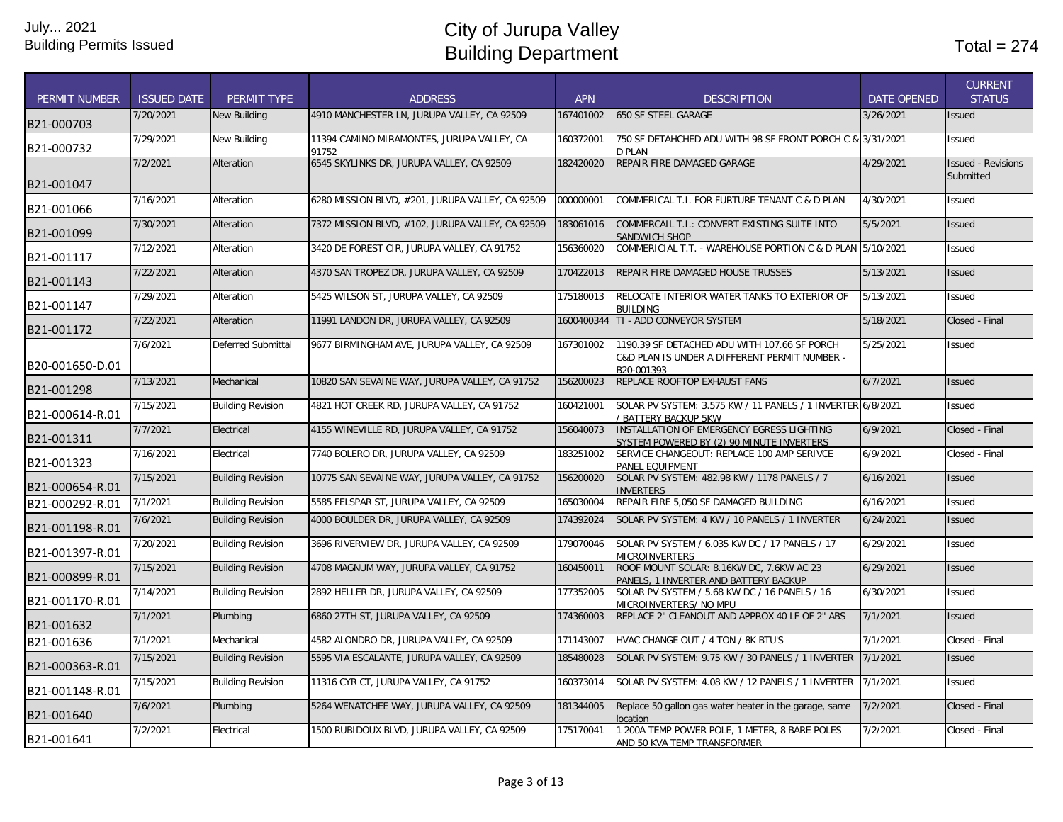July... 2021
Building Permits Issued

# City of Jurupa Valley
# Building Department

Total = 274

| PERMIT NUMBER | ISSUED DATE | PERMIT TYPE | ADDRESS | APN | DESCRIPTION | DATE OPENED | CURRENT STATUS |
|---|---|---|---|---|---|---|---|
| B21-000703 | 7/20/2021 | New Building | 4910 MANCHESTER LN, JURUPA VALLEY, CA 92509 | 167401002 | 650 SF STEEL GARAGE | 3/26/2021 | Issued |
| B21-000732 | 7/29/2021 | New Building | 11394 CAMINO MIRAMONTES, JURUPA VALLEY, CA 91752 | 160372001 | 750 SF DETAHCHED ADU WITH 98 SF FRONT PORCH C & D PLAN | 3/31/2021 | Issued |
| B21-001047 | 7/2/2021 | Alteration | 6545 SKYLINKS DR, JURUPA VALLEY, CA 92509 | 182420020 | REPAIR FIRE DAMAGED GARAGE | 4/29/2021 | Issued - Revisions Submitted |
| B21-001066 | 7/16/2021 | Alteration | 6280 MISSION BLVD, #201, JURUPA VALLEY, CA 92509 | 000000001 | COMMERICAL T.I. FOR FURTURE TENANT C & D PLAN | 4/30/2021 | Issued |
| B21-001099 | 7/30/2021 | Alteration | 7372 MISSION BLVD, #102, JURUPA VALLEY, CA 92509 | 183061016 | COMMERCAIL T.I.: CONVERT EXISTING SUITE INTO SANDWICH SHOP | 5/5/2021 | Issued |
| B21-001117 | 7/12/2021 | Alteration | 3420 DE FOREST CIR, JURUPA VALLEY, CA 91752 | 156360020 | COMMERICIAL T.T. - WAREHOUSE PORTION C & D PLAN | 5/10/2021 | Issued |
| B21-001143 | 7/22/2021 | Alteration | 4370 SAN TROPEZ DR, JURUPA VALLEY, CA 92509 | 170422013 | REPAIR FIRE DAMAGED HOUSE TRUSSES | 5/13/2021 | Issued |
| B21-001147 | 7/29/2021 | Alteration | 5425 WILSON ST, JURUPA VALLEY, CA 92509 | 175180013 | RELOCATE INTERIOR WATER TANKS TO EXTERIOR OF BUILDING | 5/13/2021 | Issued |
| B21-001172 | 7/22/2021 | Alteration | 11991 LANDON DR, JURUPA VALLEY, CA 92509 | 1600400344 | TI - ADD CONVEYOR SYSTEM | 5/18/2021 | Closed - Final |
| B20-001650-D.01 | 7/6/2021 | Deferred Submittal | 9677 BIRMINGHAM AVE, JURUPA VALLEY, CA 92509 | 167301002 | 1190.39 SF DETACHED ADU WITH 107.66 SF PORCH C&D PLAN IS UNDER A DIFFERENT PERMIT NUMBER - B20-001393 | 5/25/2021 | Issued |
| B21-001298 | 7/13/2021 | Mechanical | 10820 SAN SEVAINE WAY, JURUPA VALLEY, CA 91752 | 156200023 | REPLACE ROOFTOP EXHAUST FANS | 6/7/2021 | Issued |
| B21-000614-R.01 | 7/15/2021 | Building Revision | 4821 HOT CREEK RD, JURUPA VALLEY, CA 91752 | 160421001 | SOLAR PV SYSTEM: 3.575 KW / 11 PANELS / 1 INVERTER / BATTERY BACKUP 5KW | 6/8/2021 | Issued |
| B21-001311 | 7/7/2021 | Electrical | 4155 WINEVILLE RD, JURUPA VALLEY, CA 91752 | 156040073 | INSTALLATION OF EMERGENCY EGRESS LIGHTING SYSTEM POWERED BY (2) 90 MINUTE INVERTERS | 6/9/2021 | Closed - Final |
| B21-001323 | 7/16/2021 | Electrical | 7740 BOLERO DR, JURUPA VALLEY, CA 92509 | 183251002 | SERVICE CHANGEOUT: REPLACE 100 AMP SERIVCE PANEL EQUIPMENT | 6/9/2021 | Closed - Final |
| B21-000654-R.01 | 7/15/2021 | Building Revision | 10775 SAN SEVAINE WAY, JURUPA VALLEY, CA 91752 | 156200020 | SOLAR PV SYSTEM: 482.98 KW / 1178 PANELS / 7 INVERTERS | 6/16/2021 | Issued |
| B21-000292-R.01 | 7/1/2021 | Building Revision | 5585 FELSPAR ST, JURUPA VALLEY, CA 92509 | 165030004 | REPAIR FIRE 5,050 SF DAMAGED BUILDING | 6/16/2021 | Issued |
| B21-001198-R.01 | 7/6/2021 | Building Revision | 4000 BOULDER DR, JURUPA VALLEY, CA 92509 | 174392024 | SOLAR PV SYSTEM: 4 KW / 10 PANELS / 1 INVERTER | 6/24/2021 | Issued |
| B21-001397-R.01 | 7/20/2021 | Building Revision | 3696 RIVERVIEW DR, JURUPA VALLEY, CA 92509 | 179070046 | SOLAR PV SYSTEM / 6.035 KW DC / 17 PANELS / 17 MICROINVERTERS | 6/29/2021 | Issued |
| B21-000899-R.01 | 7/15/2021 | Building Revision | 4708 MAGNUM WAY, JURUPA VALLEY, CA 91752 | 160450011 | ROOF MOUNT SOLAR: 8.16KW DC, 7.6KW AC 23 PANELS, 1 INVERTER AND BATTERY BACKUP | 6/29/2021 | Issued |
| B21-001170-R.01 | 7/14/2021 | Building Revision | 2892 HELLER DR, JURUPA VALLEY, CA 92509 | 177352005 | SOLAR PV SYSTEM / 5.68 KW DC / 16 PANELS / 16 MICROINVERTERS/ NO MPU | 6/30/2021 | Issued |
| B21-001632 | 7/1/2021 | Plumbing | 6860 27TH ST, JURUPA VALLEY, CA 92509 | 174360003 | REPLACE 2" CLEANOUT AND APPROX 40 LF OF 2" ABS | 7/1/2021 | Issued |
| B21-001636 | 7/1/2021 | Mechanical | 4582 ALONDRO DR, JURUPA VALLEY, CA 92509 | 171143007 | HVAC CHANGE OUT / 4 TON / 8K BTU'S | 7/1/2021 | Closed - Final |
| B21-000363-R.01 | 7/15/2021 | Building Revision | 5595 VIA ESCALANTE, JURUPA VALLEY, CA 92509 | 185480028 | SOLAR PV SYSTEM: 9.75 KW / 30 PANELS / 1 INVERTER | 7/1/2021 | Issued |
| B21-001148-R.01 | 7/15/2021 | Building Revision | 11316 CYR CT, JURUPA VALLEY, CA 91752 | 160373014 | SOLAR PV SYSTEM: 4.08 KW / 12 PANELS / 1 INVERTER | 7/1/2021 | Issued |
| B21-001640 | 7/6/2021 | Plumbing | 5264 WENATCHEE WAY, JURUPA VALLEY, CA 92509 | 181344005 | Replace 50 gallon gas water heater in the garage, same location | 7/2/2021 | Closed - Final |
| B21-001641 | 7/2/2021 | Electrical | 1500 RUBIDOUX BLVD, JURUPA VALLEY, CA 92509 | 175170041 | 1 200A TEMP POWER POLE, 1 METER, 8 BARE POLES AND 50 KVA TEMP TRANSFORMER | 7/2/2021 | Closed - Final |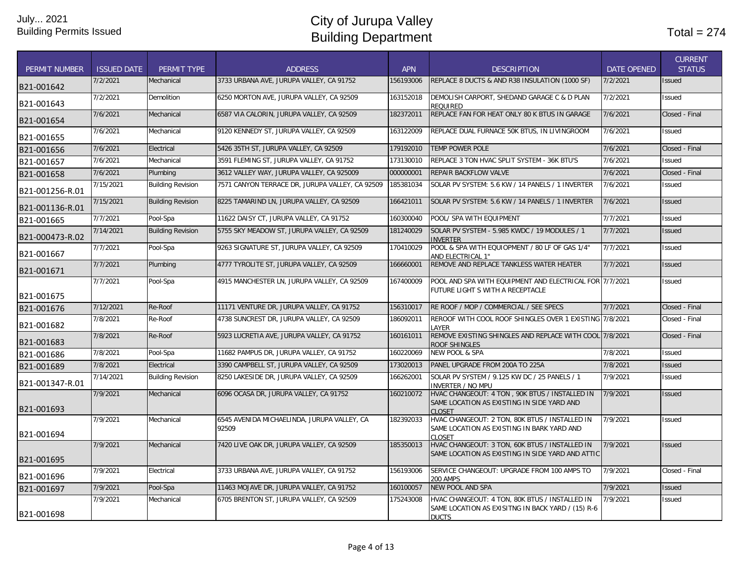July... 2021
Building Permits Issued

# City of Jurupa Valley
# Building Department

Total = 274

| PERMIT NUMBER | ISSUED DATE | PERMIT TYPE | ADDRESS | APN | DESCRIPTION | DATE OPENED | CURRENT STATUS |
|---|---|---|---|---|---|---|---|
| B21-001642 | 7/2/2021 | Mechanical | 3733 URBANA AVE, JURUPA VALLEY, CA 91752 | 156193006 | REPLACE 8 DUCTS & AND R38 INSULATION (1000 SF) | 7/2/2021 | Issued |
| B21-001643 | 7/2/2021 | Demolition | 6250 MORTON AVE, JURUPA VALLEY, CA 92509 | 163152018 | DEMOLISH CARPORT, SHEDAND GARAGE C & D PLAN REQUIRED | 7/2/2021 | Issued |
| B21-001654 | 7/6/2021 | Mechanical | 6587 VIA CALORIN, JURUPA VALLEY, CA 92509 | 182372011 | REPLACE FAN FOR HEAT ONLY 80 K BTUS IN GARAGE | 7/6/2021 | Closed - Final |
| B21-001655 | 7/6/2021 | Mechanical | 9120 KENNEDY ST, JURUPA VALLEY, CA 92509 | 163122009 | REPLACE DUAL FURNACE 50K BTUS, IN LIVINGROOM | 7/6/2021 | Issued |
| B21-001656 | 7/6/2021 | Electrical | 5426 35TH ST, JURUPA VALLEY, CA 92509 | 179192010 | TEMP POWER POLE | 7/6/2021 | Closed - Final |
| B21-001657 | 7/6/2021 | Mechanical | 3591 FLEMING ST, JURUPA VALLEY, CA 91752 | 173130010 | REPLACE 3 TON HVAC SPLIT SYSTEM - 36K BTU'S | 7/6/2021 | Issued |
| B21-001658 | 7/6/2021 | Plumbing | 3612 VALLEY WAY, JURUPA VALLEY, CA 925009 | 000000001 | REPAIR BACKFLOW VALVE | 7/6/2021 | Closed - Final |
| B21-001256-R.01 | 7/15/2021 | Building Revision | 7571 CANYON TERRACE DR, JURUPA VALLEY, CA 92509 | 185381034 | SOLAR PV SYSTEM: 5.6 KW / 14 PANELS / 1 INVERTER | 7/6/2021 | Issued |
| B21-001136-R.01 | 7/15/2021 | Building Revision | 8225 TAMARIND LN, JURUPA VALLEY, CA 92509 | 166421011 | SOLAR PV SYSTEM: 5.6 KW / 14 PANELS / 1 INVERTER | 7/6/2021 | Issued |
| B21-001665 | 7/7/2021 | Pool-Spa | 11622 DAISY CT, JURUPA VALLEY, CA 91752 | 160300040 | POOL/ SPA WITH EQUIPMENT | 7/7/2021 | Issued |
| B21-000473-R.02 | 7/14/2021 | Building Revision | 5755 SKY MEADOW ST, JURUPA VALLEY, CA 92509 | 181240029 | SOLAR PV SYSTEM - 5.985 KWDC / 19 MODULES / 1 INVERTER | 7/7/2021 | Issued |
| B21-001667 | 7/7/2021 | Pool-Spa | 9263 SIGNATURE ST, JURUPA VALLEY, CA 92509 | 170410029 | POOL & SPA WITH EQUIOPMENT / 80 LF OF GAS 1/4" AND ELECTRICAL 1" | 7/7/2021 | Issued |
| B21-001671 | 7/7/2021 | Plumbing | 4777 TYROLITE ST, JURUPA VALLEY, CA 92509 | 166660001 | REMOVE AND REPLACE TANKLESS WATER HEATER | 7/7/2021 | Issued |
| B21-001675 | 7/7/2021 | Pool-Spa | 4915 MANCHESTER LN, JURUPA VALLEY, CA 92509 | 167400009 | POOL AND SPA WITH EQUIPMENT AND ELECTRICAL FOR FUTURE LIGHT S WITH A RECEPTACLE | 7/7/2021 | Issued |
| B21-001676 | 7/12/2021 | Re-Roof | 11171 VENTURE DR, JURUPA VALLEY, CA 91752 | 156310017 | RE ROOF / MOP / COMMERCIAL / SEE SPECS | 7/7/2021 | Closed - Final |
| B21-001682 | 7/8/2021 | Re-Roof | 4738 SUNCREST DR, JURUPA VALLEY, CA 92509 | 186092011 | REROOF WITH COOL ROOF SHINGLES OVER 1 EXISTING LAYER | 7/8/2021 | Closed - Final |
| B21-001683 | 7/8/2021 | Re-Roof | 5923 LUCRETIA AVE, JURUPA VALLEY, CA 91752 | 160161011 | REMOVE EXISTING SHINGLES AND REPLACE WITH COOL ROOF SHINGLES | 7/8/2021 | Closed - Final |
| B21-001686 | 7/8/2021 | Pool-Spa | 11682 PAMPUS DR, JURUPA VALLEY, CA 91752 | 160220069 | NEW POOL & SPA | 7/8/2021 | Issued |
| B21-001689 | 7/8/2021 | Electrical | 3390 CAMPBELL ST, JURUPA VALLEY, CA 92509 | 173020013 | PANEL UPGRADE FROM 200A TO 225A | 7/8/2021 | Issued |
| B21-001347-R.01 | 7/14/2021 | Building Revision | 8250 LAKESIDE DR, JURUPA VALLEY, CA 92509 | 166262001 | SOLAR PV SYSTEM / 9.125 KW DC / 25 PANELS / 1 INVERTER / NO MPU | 7/9/2021 | Issued |
| B21-001693 | 7/9/2021 | Mechanical | 6096 OCASA DR, JURUPA VALLEY, CA 91752 | 160210072 | HVAC CHANGEOUT: 4 TON , 90K BTUS / INSTALLED IN SAME LOCATION AS EXISTING IN SIDE YARD AND CLOSET | 7/9/2021 | Issued |
| B21-001694 | 7/9/2021 | Mechanical | 6545 AVENIDA MICHAELINDA, JURUPA VALLEY, CA 92509 | 182392033 | HVAC CHANGEOUT: 2 TON, 80K BTUS / INSTALLED IN SAME LOCATION AS EXISTING IN BARK YARD AND CLOSET | 7/9/2021 | Issued |
| B21-001695 | 7/9/2021 | Mechanical | 7420 LIVE OAK DR, JURUPA VALLEY, CA 92509 | 185350013 | HVAC CHANGEOUT: 3 TON, 60K BTUS / INSTALLED IN SAME LOCATION AS EXISTING IN SIDE YARD AND ATTIC | 7/9/2021 | Issued |
| B21-001696 | 7/9/2021 | Electrical | 3733 URBANA AVE, JURUPA VALLEY, CA 91752 | 156193006 | SERVICE CHANGEOUT: UPGRADE FROM 100 AMPS TO 200 AMPS | 7/9/2021 | Closed - Final |
| B21-001697 | 7/9/2021 | Pool-Spa | 11463 MOJAVE DR, JURUPA VALLEY, CA 91752 | 160100057 | NEW POOL AND SPA | 7/9/2021 | Issued |
| B21-001698 | 7/9/2021 | Mechanical | 6705 BRENTON ST, JURUPA VALLEY, CA 92509 | 175243008 | HVAC CHANGEOUT: 4 TON, 80K BTUS / INSTALLED IN SAME LOCATION AS EXISITNG IN BACK YARD / (15) R-6 DUCTS | 7/9/2021 | Issued |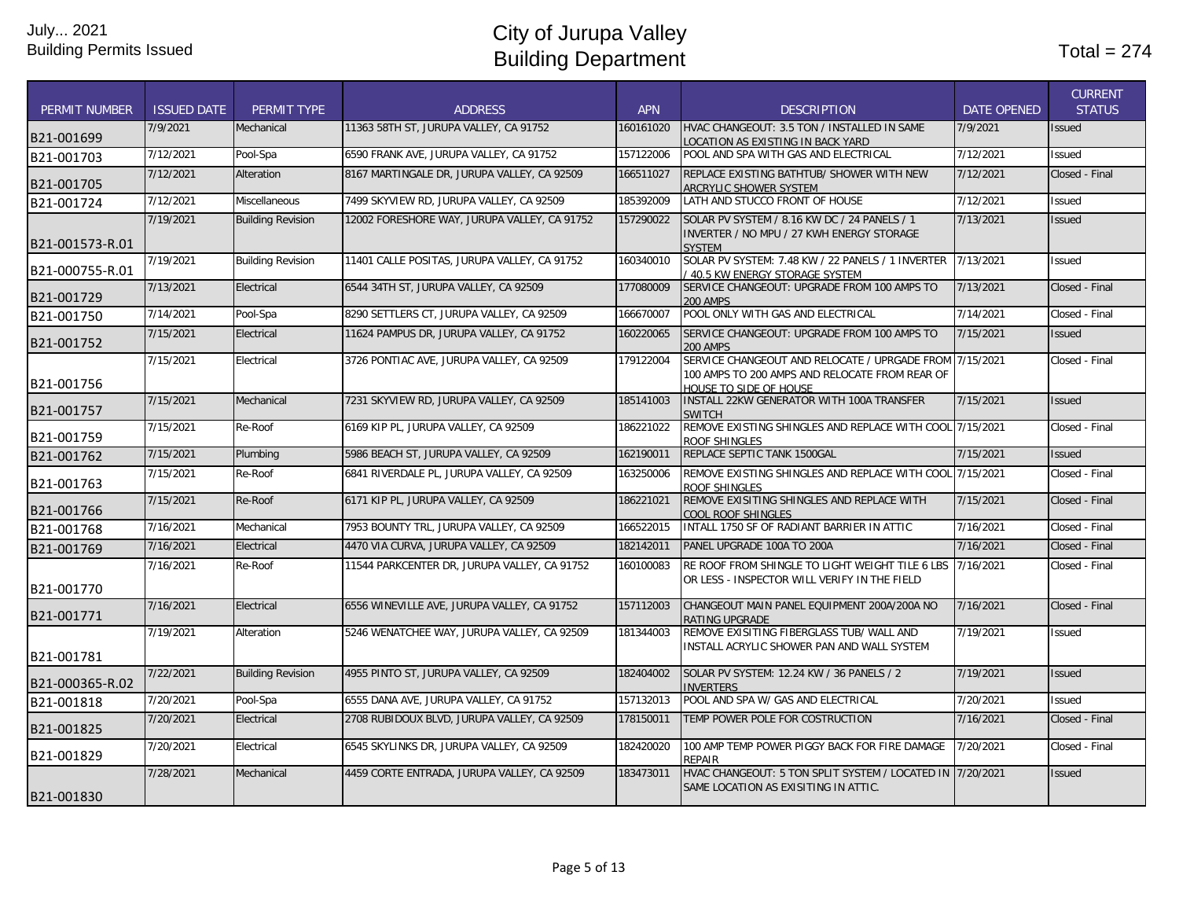July... 2021
Building Permits Issued

# City of Jurupa Valley
# Building Department

Total = 274

| PERMIT NUMBER | ISSUED DATE | PERMIT TYPE | ADDRESS | APN | DESCRIPTION | DATE OPENED | CURRENT STATUS |
|---|---|---|---|---|---|---|---|
| B21-001699 | 7/9/2021 | Mechanical | 11363 58TH ST, JURUPA VALLEY, CA 91752 | 160161020 | HVAC CHANGEOUT: 3.5 TON / INSTALLED IN SAME LOCATION AS EXISTING IN BACK YARD | 7/9/2021 | Issued |
| B21-001703 | 7/12/2021 | Pool-Spa | 6590 FRANK AVE, JURUPA VALLEY, CA 91752 | 157122006 | POOL AND SPA WITH GAS AND ELECTRICAL | 7/12/2021 | Issued |
| B21-001705 | 7/12/2021 | Alteration | 8167 MARTINGALE DR, JURUPA VALLEY, CA 92509 | 166511027 | REPLACE EXISTING BATHTUB/ SHOWER WITH NEW ARCRYLIC SHOWER SYSTEM | 7/12/2021 | Closed - Final |
| B21-001724 | 7/12/2021 | Miscellaneous | 7499 SKYVIEW RD, JURUPA VALLEY, CA 92509 | 185392009 | LATH AND STUCCO FRONT OF HOUSE | 7/12/2021 | Issued |
| B21-001573-R.01 | 7/19/2021 | Building Revision | 12002 FORESHORE WAY, JURUPA VALLEY, CA 91752 | 157290022 | SOLAR PV SYSTEM / 8.16 KW DC / 24 PANELS / 1 INVERTER / NO MPU / 27 KWH ENERGY STORAGE SYSTEM | 7/13/2021 | Issued |
| B21-000755-R.01 | 7/19/2021 | Building Revision | 11401 CALLE POSITAS, JURUPA VALLEY, CA 91752 | 160340010 | SOLAR PV SYSTEM: 7.48 KW / 22 PANELS / 1 INVERTER / 40.5 KW ENERGY STORAGE SYSTEM | 7/13/2021 | Issued |
| B21-001729 | 7/13/2021 | Electrical | 6544 34TH ST, JURUPA VALLEY, CA 92509 | 177080009 | SERVICE CHANGEOUT: UPGRADE FROM 100 AMPS TO 200 AMPS | 7/13/2021 | Closed - Final |
| B21-001750 | 7/14/2021 | Pool-Spa | 8290 SETTLERS CT, JURUPA VALLEY, CA 92509 | 166670007 | POOL ONLY WITH GAS AND ELECTRICAL | 7/14/2021 | Closed - Final |
| B21-001752 | 7/15/2021 | Electrical | 11624 PAMPUS DR, JURUPA VALLEY, CA 91752 | 160220065 | SERVICE CHANGEOUT: UPGRADE FROM 100 AMPS TO 200 AMPS | 7/15/2021 | Issued |
| B21-001756 | 7/15/2021 | Electrical | 3726 PONTIAC AVE, JURUPA VALLEY, CA 92509 | 179122004 | SERVICE CHANGEOUT AND RELOCATE / UPRGADE FROM 100 AMPS TO 200 AMPS AND RELOCATE FROM REAR OF HOUSE TO SIDE OF HOUSE | 7/15/2021 | Closed - Final |
| B21-001757 | 7/15/2021 | Mechanical | 7231 SKYVIEW RD, JURUPA VALLEY, CA 92509 | 185141003 | INSTALL 22KW GENERATOR WITH 100A TRANSFER SWITCH | 7/15/2021 | Issued |
| B21-001759 | 7/15/2021 | Re-Roof | 6169 KIP PL, JURUPA VALLEY, CA 92509 | 186221022 | REMOVE EXISTING SHINGLES AND REPLACE WITH COOL ROOF SHINGLES | 7/15/2021 | Closed - Final |
| B21-001762 | 7/15/2021 | Plumbing | 5986 BEACH ST, JURUPA VALLEY, CA 92509 | 162190011 | REPLACE SEPTIC TANK 1500GAL | 7/15/2021 | Issued |
| B21-001763 | 7/15/2021 | Re-Roof | 6841 RIVERDALE PL, JURUPA VALLEY, CA 92509 | 163250006 | REMOVE EXISTING SHINGLES AND REPLACE WITH COOL ROOF SHINGLES | 7/15/2021 | Closed - Final |
| B21-001766 | 7/15/2021 | Re-Roof | 6171 KIP PL, JURUPA VALLEY, CA 92509 | 186221021 | REMOVE EXISITING SHINGLES AND REPLACE WITH COOL ROOF SHINGLES | 7/15/2021 | Closed - Final |
| B21-001768 | 7/16/2021 | Mechanical | 7953 BOUNTY TRL, JURUPA VALLEY, CA 92509 | 166522015 | INTALL 1750 SF OF RADIANT BARRIER IN ATTIC | 7/16/2021 | Closed - Final |
| B21-001769 | 7/16/2021 | Electrical | 4470 VIA CURVA, JURUPA VALLEY, CA 92509 | 182142011 | PANEL UPGRADE 100A TO 200A | 7/16/2021 | Closed - Final |
| B21-001770 | 7/16/2021 | Re-Roof | 11544 PARKCENTER DR, JURUPA VALLEY, CA 91752 | 160100083 | RE ROOF FROM SHINGLE TO LIGHT WEIGHT TILE 6 LBS OR LESS - INSPECTOR WILL VERIFY IN THE FIELD | 7/16/2021 | Closed - Final |
| B21-001771 | 7/16/2021 | Electrical | 6556 WINEVILLE AVE, JURUPA VALLEY, CA 91752 | 157112003 | CHANGEOUT MAIN PANEL EQUIPMENT 200A/200A NO RATING UPGRADE | 7/16/2021 | Closed - Final |
| B21-001781 | 7/19/2021 | Alteration | 5246 WENATCHEE WAY, JURUPA VALLEY, CA 92509 | 181344003 | REMOVE EXISITING FIBERGLASS TUB/ WALL AND INSTALL ACRYLIC SHOWER PAN AND WALL SYSTEM | 7/19/2021 | Issued |
| B21-000365-R.02 | 7/22/2021 | Building Revision | 4955 PINTO ST, JURUPA VALLEY, CA 92509 | 182404002 | SOLAR PV SYSTEM: 12.24 KW / 36 PANELS / 2 INVERTERS | 7/19/2021 | Issued |
| B21-001818 | 7/20/2021 | Pool-Spa | 6555 DANA AVE, JURUPA VALLEY, CA 91752 | 157132013 | POOL AND SPA W/ GAS AND ELECTRICAL | 7/20/2021 | Issued |
| B21-001825 | 7/20/2021 | Electrical | 2708 RUBIDOUX BLVD, JURUPA VALLEY, CA 92509 | 178150011 | TEMP POWER POLE FOR COSTRUCTION | 7/16/2021 | Closed - Final |
| B21-001829 | 7/20/2021 | Electrical | 6545 SKYLINKS DR, JURUPA VALLEY, CA 92509 | 182420020 | 100 AMP TEMP POWER PIGGY BACK FOR FIRE DAMAGE REPAIR | 7/20/2021 | Closed - Final |
| B21-001830 | 7/28/2021 | Mechanical | 4459 CORTE ENTRADA, JURUPA VALLEY, CA 92509 | 183473011 | HVAC CHANGEOUT: 5 TON SPLIT SYSTEM / LOCATED IN SAME LOCATION AS EXISITING IN ATTIC. | 7/20/2021 | Issued |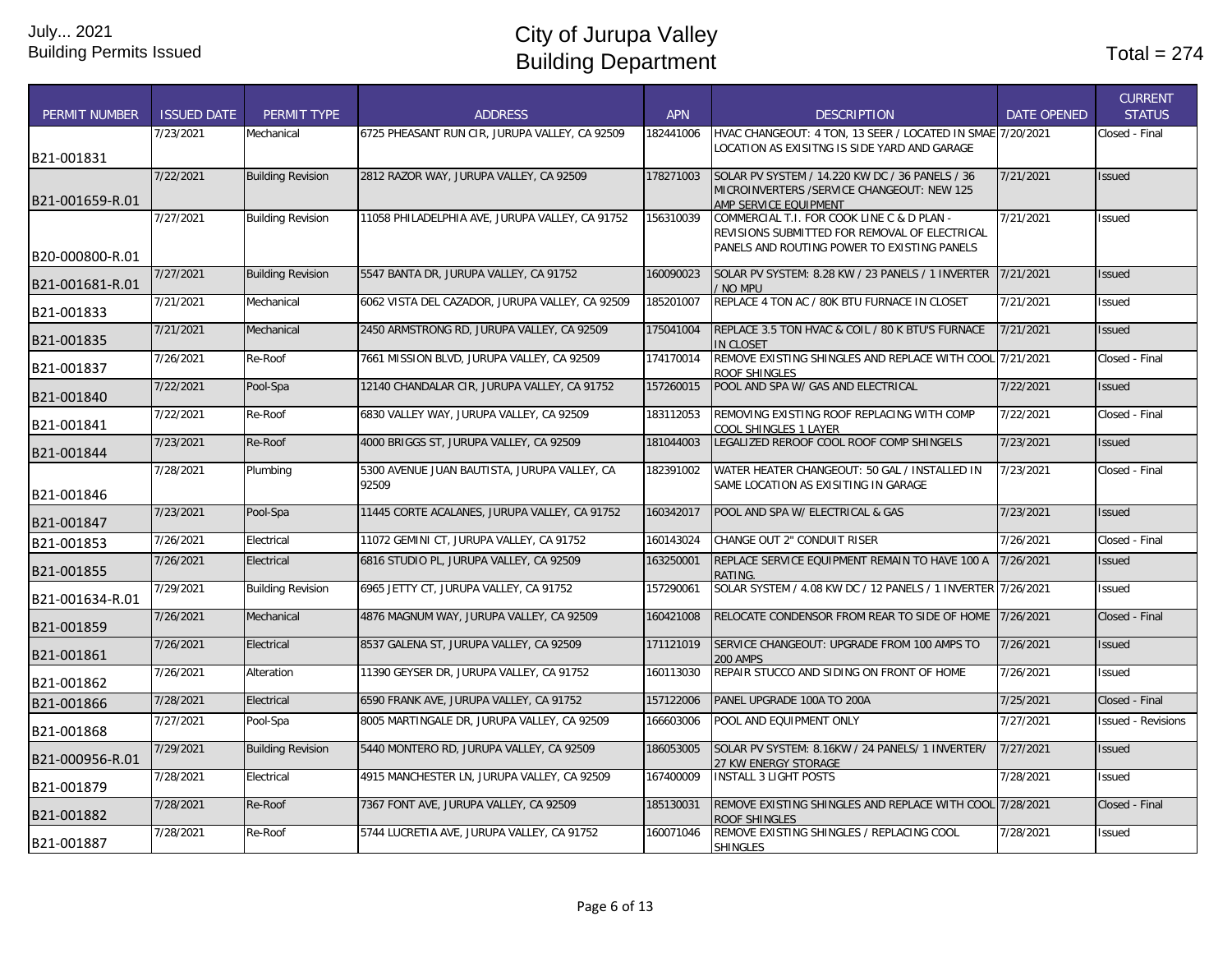July... 2021
Building Permits Issued

# City of Jurupa Valley
# Building Department

Total = 274

| PERMIT NUMBER | ISSUED DATE | PERMIT TYPE | ADDRESS | APN | DESCRIPTION | DATE OPENED | CURRENT STATUS |
|---|---|---|---|---|---|---|---|
| B21-001831 | 7/23/2021 | Mechanical | 6725 PHEASANT RUN CIR, JURUPA VALLEY, CA 92509 | 182441006 | HVAC CHANGEOUT: 4 TON, 13 SEER / LOCATED IN SMAE LOCATION AS EXISITNG IS SIDE YARD AND GARAGE | 7/20/2021 | Closed - Final |
| B21-001659-R.01 | 7/22/2021 | Building Revision | 2812 RAZOR WAY, JURUPA VALLEY, CA 92509 | 178271003 | SOLAR PV SYSTEM / 14.220 KW DC / 36 PANELS / 36 MICROINVERTERS /SERVICE CHANGEOUT: NEW 125 AMP SERVICE EQUIPMENT | 7/21/2021 | Issued |
| B20-000800-R.01 | 7/27/2021 | Building Revision | 11058 PHILADELPHIA AVE, JURUPA VALLEY, CA 91752 | 156310039 | COMMERCIAL T.I. FOR COOK LINE C & D PLAN - REVISIONS SUBMITTED FOR REMOVAL OF ELECTRICAL PANELS AND ROUTING POWER TO EXISTING PANELS | 7/21/2021 | Issued |
| B21-001681-R.01 | 7/27/2021 | Building Revision | 5547 BANTA DR, JURUPA VALLEY, CA 91752 | 160090023 | SOLAR PV SYSTEM: 8.28 KW / 23 PANELS / 1 INVERTER / NO MPU | 7/21/2021 | Issued |
| B21-001833 | 7/21/2021 | Mechanical | 6062 VISTA DEL CAZADOR, JURUPA VALLEY, CA 92509 | 185201007 | REPLACE 4 TON AC / 80K BTU FURNACE IN CLOSET | 7/21/2021 | Issued |
| B21-001835 | 7/21/2021 | Mechanical | 2450 ARMSTRONG RD, JURUPA VALLEY, CA 92509 | 175041004 | REPLACE 3.5 TON HVAC & COIL / 80 K BTU'S FURNACE IN CLOSET | 7/21/2021 | Issued |
| B21-001837 | 7/26/2021 | Re-Roof | 7661 MISSION BLVD, JURUPA VALLEY, CA 92509 | 174170014 | REMOVE EXISTING SHINGLES AND REPLACE WITH COOL ROOF SHINGLES | 7/21/2021 | Closed - Final |
| B21-001840 | 7/22/2021 | Pool-Spa | 12140 CHANDALAR CIR, JURUPA VALLEY, CA 91752 | 157260015 | POOL AND SPA W/ GAS AND ELECTRICAL | 7/22/2021 | Issued |
| B21-001841 | 7/22/2021 | Re-Roof | 6830 VALLEY WAY, JURUPA VALLEY, CA 92509 | 183112053 | REMOVING EXISTING ROOF REPLACING WITH COMP COOL SHINGLES 1 LAYER | 7/22/2021 | Closed - Final |
| B21-001844 | 7/23/2021 | Re-Roof | 4000 BRIGGS ST, JURUPA VALLEY, CA 92509 | 181044003 | LEGALIZED REROOF COOL ROOF COMP SHINGELS | 7/23/2021 | Issued |
| B21-001846 | 7/28/2021 | Plumbing | 5300 AVENUE JUAN BAUTISTA, JURUPA VALLEY, CA 92509 | 182391002 | WATER HEATER CHANGEOUT: 50 GAL / INSTALLED IN SAME LOCATION AS EXISITING IN GARAGE | 7/23/2021 | Closed - Final |
| B21-001847 | 7/23/2021 | Pool-Spa | 11445 CORTE ACALANES, JURUPA VALLEY, CA 91752 | 160342017 | POOL AND SPA W/ ELECTRICAL & GAS | 7/23/2021 | Issued |
| B21-001853 | 7/26/2021 | Electrical | 11072 GEMINI CT, JURUPA VALLEY, CA 91752 | 160143024 | CHANGE OUT 2" CONDUIT RISER | 7/26/2021 | Closed - Final |
| B21-001855 | 7/26/2021 | Electrical | 6816 STUDIO PL, JURUPA VALLEY, CA 92509 | 163250001 | REPLACE SERVICE EQUIPMENT REMAIN TO HAVE 100 A RATING. | 7/26/2021 | Issued |
| B21-001634-R.01 | 7/29/2021 | Building Revision | 6965 JETTY CT, JURUPA VALLEY, CA 91752 | 157290061 | SOLAR SYSTEM / 4.08 KW DC / 12 PANELS / 1 INVERTER | 7/26/2021 | Issued |
| B21-001859 | 7/26/2021 | Mechanical | 4876 MAGNUM WAY, JURUPA VALLEY, CA 92509 | 160421008 | RELOCATE CONDENSOR FROM REAR TO SIDE OF HOME | 7/26/2021 | Closed - Final |
| B21-001861 | 7/26/2021 | Electrical | 8537 GALENA ST, JURUPA VALLEY, CA 92509 | 171121019 | SERVICE CHANGEOUT: UPGRADE FROM 100 AMPS TO 200 AMPS | 7/26/2021 | Issued |
| B21-001862 | 7/26/2021 | Alteration | 11390 GEYSER DR, JURUPA VALLEY, CA 91752 | 160113030 | REPAIR STUCCO AND SIDING ON FRONT OF HOME | 7/26/2021 | Issued |
| B21-001866 | 7/28/2021 | Electrical | 6590 FRANK AVE, JURUPA VALLEY, CA 91752 | 157122006 | PANEL UPGRADE 100A TO 200A | 7/25/2021 | Closed - Final |
| B21-001868 | 7/27/2021 | Pool-Spa | 8005 MARTINGALE DR, JURUPA VALLEY, CA 92509 | 166603006 | POOL AND EQUIPMENT ONLY | 7/27/2021 | Issued - Revisions |
| B21-000956-R.01 | 7/29/2021 | Building Revision | 5440 MONTERO RD, JURUPA VALLEY, CA 92509 | 186053005 | SOLAR PV SYSTEM: 8.16KW / 24 PANELS/ 1 INVERTER/ 27 KW ENERGY STORAGE | 7/27/2021 | Issued |
| B21-001879 | 7/28/2021 | Electrical | 4915 MANCHESTER LN, JURUPA VALLEY, CA 92509 | 167400009 | INSTALL 3 LIGHT POSTS | 7/28/2021 | Issued |
| B21-001882 | 7/28/2021 | Re-Roof | 7367 FONT AVE, JURUPA VALLEY, CA 92509 | 185130031 | REMOVE EXISTING SHINGLES AND REPLACE WITH COOL ROOF SHINGLES | 7/28/2021 | Closed - Final |
| B21-001887 | 7/28/2021 | Re-Roof | 5744 LUCRETIA AVE, JURUPA VALLEY, CA 91752 | 160071046 | REMOVE EXISTING SHINGLES / REPLACING COOL SHINGLES | 7/28/2021 | Issued |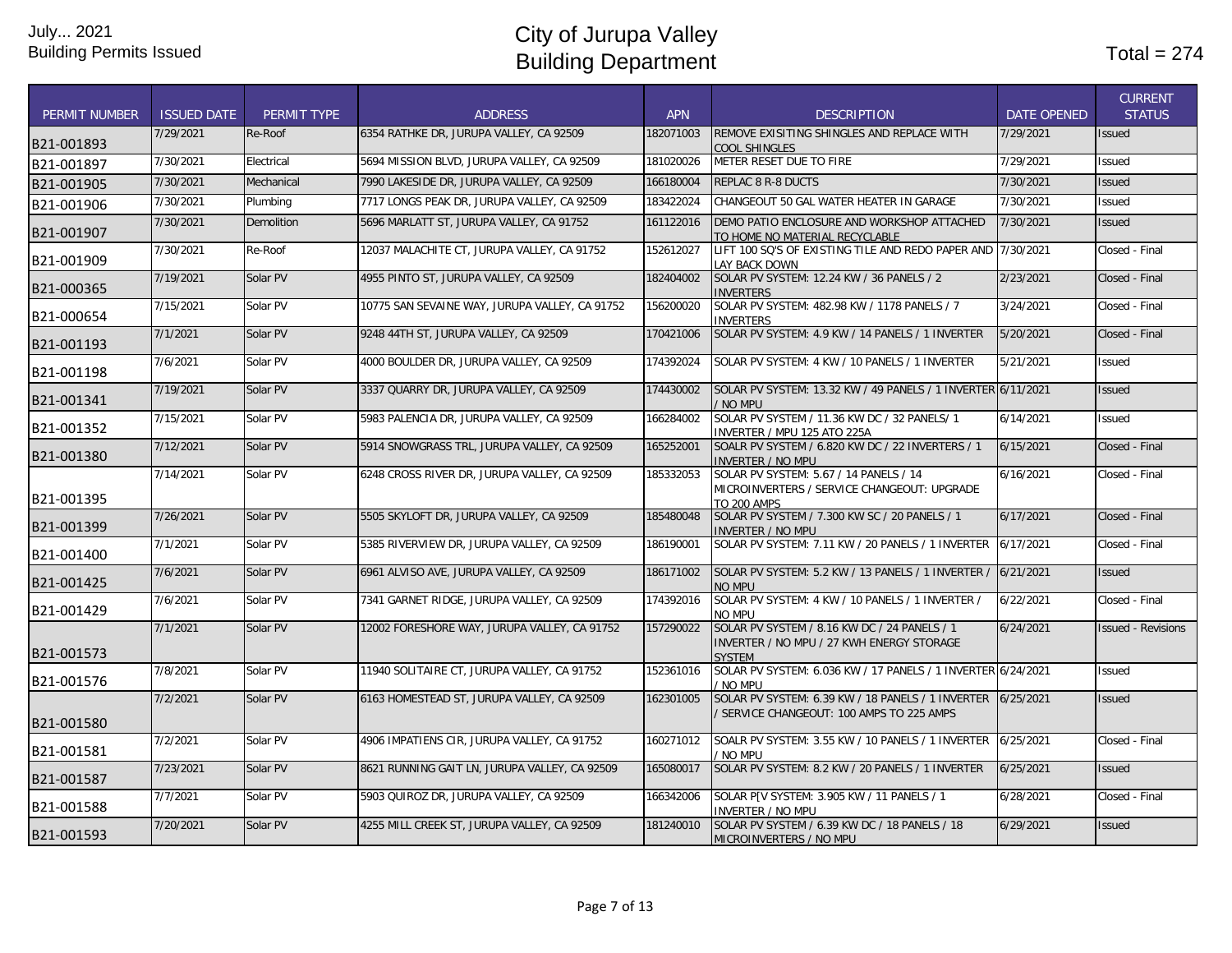July... 2021
Building Permits Issued

# City of Jurupa Valley
# Building Department

Total = 274

| PERMIT NUMBER | ISSUED DATE | PERMIT TYPE | ADDRESS | APN | DESCRIPTION | DATE OPENED | CURRENT STATUS |
|---|---|---|---|---|---|---|---|
| B21-001893 | 7/29/2021 | Re-Roof | 6354 RATHKE DR, JURUPA VALLEY, CA 92509 | 182071003 | REMOVE EXISITING SHINGLES AND REPLACE WITH COOL SHINGLES | 7/29/2021 | Issued |
| B21-001897 | 7/30/2021 | Electrical | 5694 MISSION BLVD, JURUPA VALLEY, CA 92509 | 181020026 | METER RESET DUE TO FIRE | 7/29/2021 | Issued |
| B21-001905 | 7/30/2021 | Mechanical | 7990 LAKESIDE DR, JURUPA VALLEY, CA 92509 | 166180004 | REPLAC 8 R-8 DUCTS | 7/30/2021 | Issued |
| B21-001906 | 7/30/2021 | Plumbing | 7717 LONGS PEAK DR, JURUPA VALLEY, CA 92509 | 183422024 | CHANGEOUT 50 GAL WATER HEATER IN GARAGE | 7/30/2021 | Issued |
| B21-001907 | 7/30/2021 | Demolition | 5696 MARLATT ST, JURUPA VALLEY, CA 91752 | 161122016 | DEMO PATIO ENCLOSURE AND WORKSHOP ATTACHED TO HOME NO MATERIAL RECYCLABLE | 7/30/2021 | Issued |
| B21-001909 | 7/30/2021 | Re-Roof | 12037 MALACHITE CT, JURUPA VALLEY, CA 91752 | 152612027 | LIFT 100 SQ'S OF EXISTING TILE AND REDO PAPER AND LAY BACK DOWN | 7/30/2021 | Closed - Final |
| B21-000365 | 7/19/2021 | Solar PV | 4955 PINTO ST, JURUPA VALLEY, CA 92509 | 182404002 | SOLAR PV SYSTEM: 12.24 KW / 36 PANELS / 2 INVERTERS | 2/23/2021 | Closed - Final |
| B21-000654 | 7/15/2021 | Solar PV | 10775 SAN SEVAINE WAY, JURUPA VALLEY, CA 91752 | 156200020 | SOLAR PV SYSTEM: 482.98 KW / 1178 PANELS / 7 INVERTERS | 3/24/2021 | Closed - Final |
| B21-001193 | 7/1/2021 | Solar PV | 9248 44TH ST, JURUPA VALLEY, CA 92509 | 170421006 | SOLAR PV SYSTEM: 4.9 KW / 14 PANELS / 1 INVERTER | 5/20/2021 | Closed - Final |
| B21-001198 | 7/6/2021 | Solar PV | 4000 BOULDER DR, JURUPA VALLEY, CA 92509 | 174392024 | SOLAR PV SYSTEM: 4 KW / 10 PANELS / 1 INVERTER | 5/21/2021 | Issued |
| B21-001341 | 7/19/2021 | Solar PV | 3337 QUARRY DR, JURUPA VALLEY, CA 92509 | 174430002 | SOLAR PV SYSTEM: 13.32 KW / 49 PANELS / 1 INVERTER / NO MPU | 6/11/2021 | Issued |
| B21-001352 | 7/15/2021 | Solar PV | 5983 PALENCIA DR, JURUPA VALLEY, CA 92509 | 166284002 | SOLAR PV SYSTEM / 11.36 KW DC / 32 PANELS/ 1 INVERTER / MPU 125 ATO 225A | 6/14/2021 | Issued |
| B21-001380 | 7/12/2021 | Solar PV | 5914 SNOWGRASS TRL, JURUPA VALLEY, CA 92509 | 165252001 | SOALR PV SYSTEM / 6.820 KW DC / 22 INVERTERS / 1 INVERTER / NO MPU | 6/15/2021 | Closed - Final |
| B21-001395 | 7/14/2021 | Solar PV | 6248 CROSS RIVER DR, JURUPA VALLEY, CA 92509 | 185332053 | SOLAR PV SYSTEM: 5.67 / 14 PANELS / 14 MICROINVERTERS / SERVICE CHANGEOUT: UPGRADE TO 200 AMPS | 6/16/2021 | Closed - Final |
| B21-001399 | 7/26/2021 | Solar PV | 5505 SKYLOFT DR, JURUPA VALLEY, CA 92509 | 185480048 | SOLAR PV SYSTEM / 7.300 KW SC / 20 PANELS / 1 INVERTER / NO MPU | 6/17/2021 | Closed - Final |
| B21-001400 | 7/1/2021 | Solar PV | 5385 RIVERVIEW DR, JURUPA VALLEY, CA 92509 | 186190001 | SOLAR PV SYSTEM: 7.11 KW / 20 PANELS / 1 INVERTER | 6/17/2021 | Closed - Final |
| B21-001425 | 7/6/2021 | Solar PV | 6961 ALVISO AVE, JURUPA VALLEY, CA 92509 | 186171002 | SOLAR PV SYSTEM: 5.2 KW / 13 PANELS / 1 INVERTER / NO MPU | 6/21/2021 | Issued |
| B21-001429 | 7/6/2021 | Solar PV | 7341 GARNET RIDGE, JURUPA VALLEY, CA 92509 | 174392016 | SOLAR PV SYSTEM: 4 KW / 10 PANELS / 1 INVERTER / NO MPU | 6/22/2021 | Closed - Final |
| B21-001573 | 7/1/2021 | Solar PV | 12002 FORESHORE WAY, JURUPA VALLEY, CA 91752 | 157290022 | SOLAR PV SYSTEM / 8.16 KW DC / 24 PANELS / 1 INVERTER / NO MPU / 27 KWH ENERGY STORAGE SYSTEM | 6/24/2021 | Issued - Revisions |
| B21-001576 | 7/8/2021 | Solar PV | 11940 SOLITAIRE CT, JURUPA VALLEY, CA 91752 | 152361016 | SOLAR PV SYSTEM: 6.036 KW / 17 PANELS / 1 INVERTER / NO MPU | 6/24/2021 | Issued |
| B21-001580 | 7/2/2021 | Solar PV | 6163 HOMESTEAD ST, JURUPA VALLEY, CA 92509 | 162301005 | SOLAR PV SYSTEM: 6.39 KW / 18 PANELS / 1 INVERTER / SERVICE CHANGEOUT: 100 AMPS TO 225 AMPS | 6/25/2021 | Issued |
| B21-001581 | 7/2/2021 | Solar PV | 4906 IMPATIENS CIR, JURUPA VALLEY, CA 91752 | 160271012 | SOALR PV SYSTEM: 3.55 KW / 10 PANELS / 1 INVERTER / NO MPU | 6/25/2021 | Closed - Final |
| B21-001587 | 7/23/2021 | Solar PV | 8621 RUNNING GAIT LN, JURUPA VALLEY, CA 92509 | 165080017 | SOLAR PV SYSTEM: 8.2 KW / 20 PANELS / 1 INVERTER | 6/25/2021 | Issued |
| B21-001588 | 7/7/2021 | Solar PV | 5903 QUIROZ DR, JURUPA VALLEY, CA 92509 | 166342006 | SOLAR P[V SYSTEM: 3.905 KW / 11 PANELS / 1 INVERTER / NO MPU | 6/28/2021 | Closed - Final |
| B21-001593 | 7/20/2021 | Solar PV | 4255 MILL CREEK ST, JURUPA VALLEY, CA 92509 | 181240010 | SOLAR PV SYSTEM / 6.39 KW DC / 18 PANELS / 18 MICROINVERTERS / NO MPU | 6/29/2021 | Issued |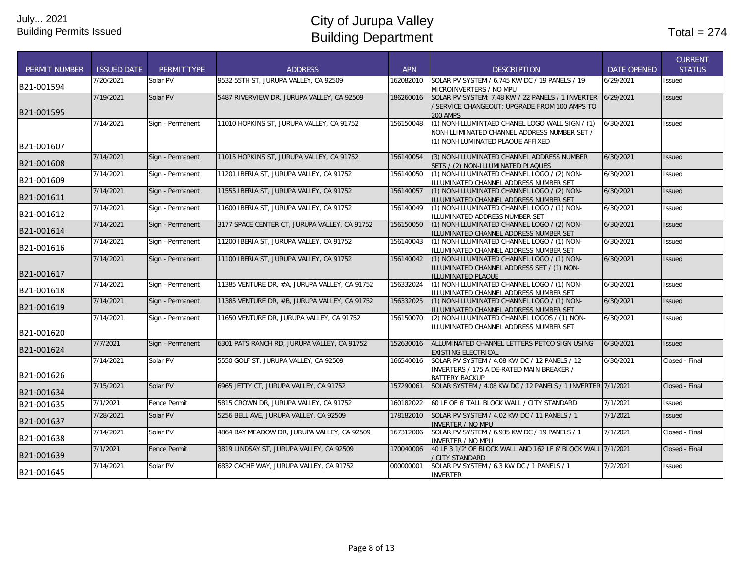July... 2021
Building Permits Issued

# City of Jurupa Valley
# Building Department

Total = 274

| PERMIT NUMBER | ISSUED DATE | PERMIT TYPE | ADDRESS | APN | DESCRIPTION | DATE OPENED | CURRENT STATUS |
|---|---|---|---|---|---|---|---|
| B21-001594 | 7/20/2021 | Solar PV | 9532 55TH ST, JURUPA VALLEY, CA 92509 | 162082010 | SOLAR PV SYSTEM / 6.745 KW DC / 19 PANELS / 19 MICROINVERTERS / NO MPU | 6/29/2021 | Issued |
| B21-001595 | 7/19/2021 | Solar PV | 5487 RIVERVIEW DR, JURUPA VALLEY, CA 92509 | 186260016 | SOLAR PV SYSTEM: 7.48 KW / 22 PANELS / 1 INVERTER / SERVICE CHANGEOUT: UPGRADE FROM 100 AMPS TO 200 AMPS | 6/29/2021 | Issued |
| B21-001607 | 7/14/2021 | Sign - Permanent | 11010 HOPKINS ST, JURUPA VALLEY, CA 91752 | 156150048 | (1) NON-ILLUMINTAED CHANEL LOGO WALL SIGN / (1) NON-ILLIMINATED CHANNEL ADDRESS NUMBER SET / (1) NON-ILUMINATED PLAQUE AFFIXED | 6/30/2021 | Issued |
| B21-001608 | 7/14/2021 | Sign - Permanent | 11015 HOPKINS ST, JURUPA VALLEY, CA 91752 | 156140054 | (3) NON-ILLUMINATED CHANNEL ADDRESS NUMBER SETS / (2) NON-ILLUMINATED PLAQUES | 6/30/2021 | Issued |
| B21-001609 | 7/14/2021 | Sign - Permanent | 11201 IBERIA ST, JURUPA VALLEY, CA 91752 | 156140050 | (1) NON-ILLUMINATED CHANNEL LOGO / (2) NON-ILLUMINATED CHANNEL ADDRESS NUMBER SET | 6/30/2021 | Issued |
| B21-001611 | 7/14/2021 | Sign - Permanent | 11555 IBERIA ST, JURUPA VALLEY, CA 91752 | 156140057 | (1) NON-ILLUMINATED CHANNEL LOGO / (2) NON-ILLUMINATED CHANNEL ADDRESS NUMBER SET | 6/30/2021 | Issued |
| B21-001612 | 7/14/2021 | Sign - Permanent | 11600 IBERIA ST, JURUPA VALLEY, CA 91752 | 156140049 | (1) NON-ILLUMINATED CHANNEL LOGO / (1) NON-ILLUMINATED ADDRESS NUMBER SET | 6/30/2021 | Issued |
| B21-001614 | 7/14/2021 | Sign - Permanent | 3177 SPACE CENTER CT, JURUPA VALLEY, CA 91752 | 156150050 | (1) NON-ILLUMINATED CHANNEL LOGO / (2) NON-ILLUMINATED CHANNEL ADDRESS NUMBER SET | 6/30/2021 | Issued |
| B21-001616 | 7/14/2021 | Sign - Permanent | 11200 IBERIA ST, JURUPA VALLEY, CA 91752 | 156140043 | (1) NON-ILLUMINATED CHANNEL LOGO / (1) NON-ILLUMINATED CHANNEL ADDRESS NUMBER SET | 6/30/2021 | Issued |
| B21-001617 | 7/14/2021 | Sign - Permanent | 11100 IBERIA ST, JURUPA VALLEY, CA 91752 | 156140042 | (1) NON-ILLUMINATED CHANNEL LOGO / (1) NON-ILLUMINATED CHANNEL ADDRESS SET / (1) NON-ILLUMINATED PLAQUE | 6/30/2021 | Issued |
| B21-001618 | 7/14/2021 | Sign - Permanent | 11385 VENTURE DR, #A, JURUPA VALLEY, CA 91752 | 156332024 | (1) NON-ILLUMINATED CHANNEL LOGO / (1) NON-ILLUMINATED CHANNEL ADDRESS NUMBER SET | 6/30/2021 | Issued |
| B21-001619 | 7/14/2021 | Sign - Permanent | 11385 VENTURE DR, #B, JURUPA VALLEY, CA 91752 | 156332025 | (1) NON-ILLUMINATED CHANNEL LOGO / (1) NON-ILLUMINATED CHANNEL ADDRESS NUMBER SET | 6/30/2021 | Issued |
| B21-001620 | 7/14/2021 | Sign - Permanent | 11650 VENTURE DR, JURUPA VALLEY, CA 91752 | 156150070 | (2) NON-ILLUMINATED CHANNEL LOGOS / (1) NON-ILLUMINATED CHANNEL ADDRESS NUMBER SET | 6/30/2021 | Issued |
| B21-001624 | 7/7/2021 | Sign - Permanent | 6301 PATS RANCH RD, JURUPA VALLEY, CA 91752 | 152630016 | ALLUMINATED CHANNEL LETTERS PETCO SIGN USING EXISTING ELECTRICAL | 6/30/2021 | Issued |
| B21-001626 | 7/14/2021 | Solar PV | 5550 GOLF ST, JURUPA VALLEY, CA 92509 | 166540016 | SOLAR PV SYSTEM / 4.08 KW DC / 12 PANELS / 12 INVERTERS / 175 A DE-RATED MAIN BREAKER / BATTERY BACKUP | 6/30/2021 | Closed - Final |
| B21-001634 | 7/15/2021 | Solar PV | 6965 JETTY CT, JURUPA VALLEY, CA 91752 | 157290061 | SOLAR SYSTEM / 4.08 KW DC / 12 PANELS / 1 INVERTER | 7/1/2021 | Closed - Final |
| B21-001635 | 7/1/2021 | Fence Permit | 5815 CROWN DR, JURUPA VALLEY, CA 91752 | 160182022 | 60 LF OF 6' TALL BLOCK WALL / CITY STANDARD | 7/1/2021 | Issued |
| B21-001637 | 7/28/2021 | Solar PV | 5256 BELL AVE, JURUPA VALLEY, CA 92509 | 178182010 | SOLAR PV SYSTEM / 4.02 KW DC / 11 PANELS / 1 INVERTER / NO MPU | 7/1/2021 | Issued |
| B21-001638 | 7/14/2021 | Solar PV | 4864 BAY MEADOW DR, JURUPA VALLEY, CA 92509 | 167312006 | SOLAR PV SYSTEM / 6.935 KW DC / 19 PANELS / 1 INVERTER / NO MPU | 7/1/2021 | Closed - Final |
| B21-001639 | 7/1/2021 | Fence Permit | 3819 LINDSAY ST, JURUPA VALLEY, CA 92509 | 170040006 | 40 LF 3 1/2' OF BLOCK WALL AND 162 LF 6' BLOCK WALL / CITY STANDARD | 7/1/2021 | Closed - Final |
| B21-001645 | 7/14/2021 | Solar PV | 6832 CACHE WAY, JURUPA VALLEY, CA 91752 | 000000001 | SOLAR PV SYSTEM / 6.3 KW DC / 1 PANELS / 1 INVERTER | 7/2/2021 | Issued |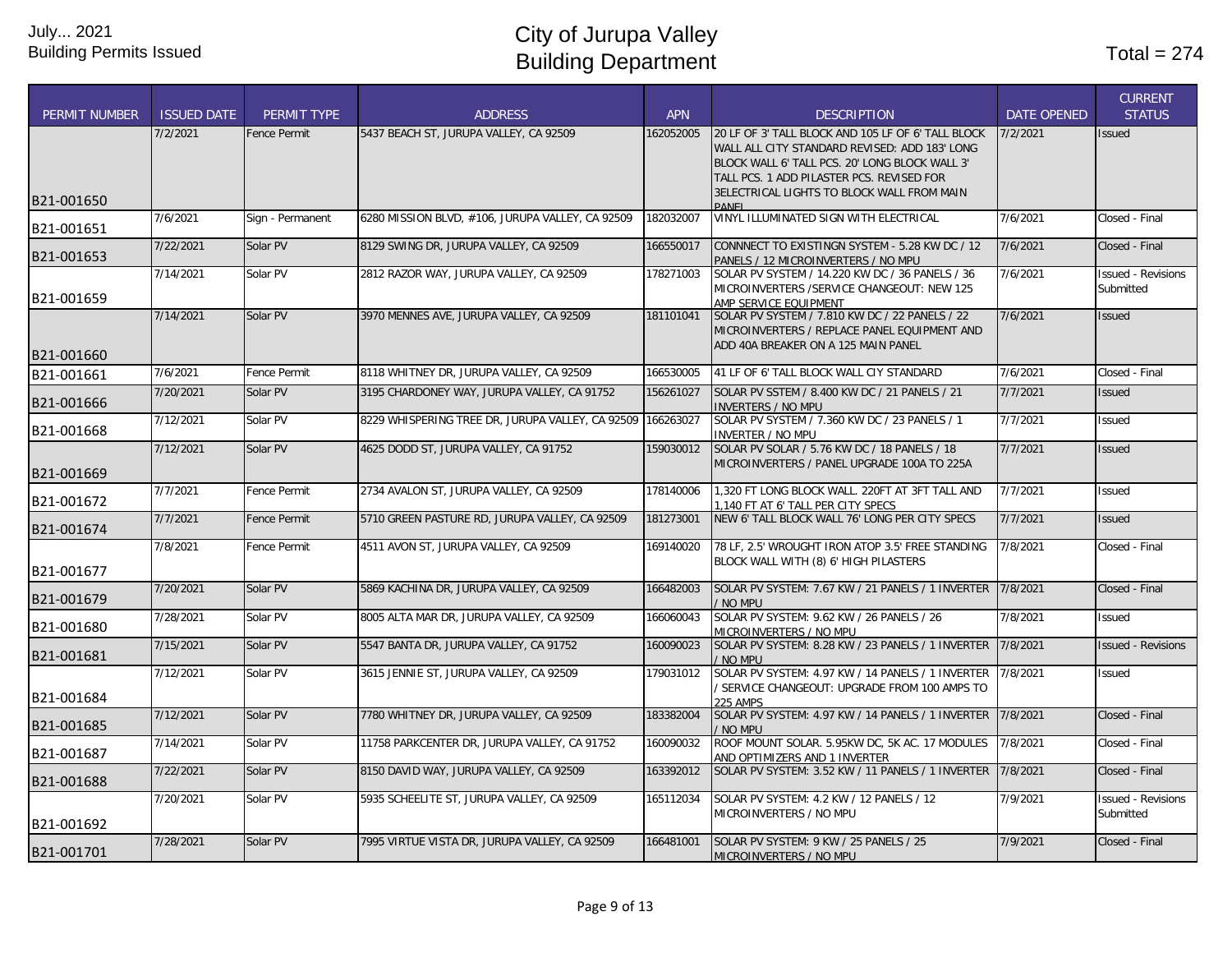July... 2021
Building Permits Issued

# City of Jurupa Valley
# Building Department

Total = 274

| PERMIT NUMBER | ISSUED DATE | PERMIT TYPE | ADDRESS | APN | DESCRIPTION | DATE OPENED | CURRENT STATUS |
|---|---|---|---|---|---|---|---|
| B21-001650 | 7/2/2021 | Fence Permit | 5437 BEACH ST, JURUPA VALLEY, CA 92509 | 162052005 | 20 LF OF 3' TALL BLOCK AND 105 LF OF 6' TALL BLOCK WALL ALL CITY STANDARD REVISED: ADD 183' LONG BLOCK WALL 6' TALL PCS. 20' LONG BLOCK WALL 3' TALL PCS. 1 ADD PILASTER PCS. REVISED FOR 3ELECTRICAL LIGHTS TO BLOCK WALL FROM MAIN PANEL | 7/2/2021 | Issued |
| B21-001651 | 7/6/2021 | Sign - Permanent | 6280 MISSION BLVD, #106, JURUPA VALLEY, CA 92509 | 182032007 | VINYL ILLUMINATED SIGN WITH ELECTRICAL | 7/6/2021 | Closed - Final |
| B21-001653 | 7/22/2021 | Solar PV | 8129 SWING DR, JURUPA VALLEY, CA 92509 | 166550017 | CONNNECT TO EXISTINGN SYSTEM - 5.28 KW DC / 12 PANELS / 12 MICROINVERTERS / NO MPU | 7/6/2021 | Closed - Final |
| B21-001659 | 7/14/2021 | Solar PV | 2812 RAZOR WAY, JURUPA VALLEY, CA 92509 | 178271003 | SOLAR PV SYSTEM / 14.220 KW DC / 36 PANELS / 36 MICROINVERTERS /SERVICE CHANGEOUT: NEW 125 AMP SERVICE EQUIPMENT | 7/6/2021 | Issued - Revisions Submitted |
| B21-001660 | 7/14/2021 | Solar PV | 3970 MENNES AVE, JURUPA VALLEY, CA 92509 | 181101041 | SOLAR PV SYSTEM / 7.810 KW DC / 22 PANELS / 22 MICROINVERTERS / REPLACE PANEL EQUIPMENT AND ADD 40A BREAKER ON A 125 MAIN PANEL | 7/6/2021 | Issued |
| B21-001661 | 7/6/2021 | Fence Permit | 8118 WHITNEY DR, JURUPA VALLEY, CA 92509 | 166530005 | 41 LF OF 6' TALL BLOCK WALL CIY STANDARD | 7/6/2021 | Closed - Final |
| B21-001666 | 7/20/2021 | Solar PV | 3195 CHARDONEY WAY, JURUPA VALLEY, CA 91752 | 156261027 | SOLAR PV SSTEM / 8.400 KW DC / 21 PANELS / 21 INVERTERS / NO MPU | 7/7/2021 | Issued |
| B21-001668 | 7/12/2021 | Solar PV | 8229 WHISPERING TREE DR, JURUPA VALLEY, CA 92509 | 166263027 | SOLAR PV SYSTEM / 7.360 KW DC / 23 PANELS / 1 INVERTER / NO MPU | 7/7/2021 | Issued |
| B21-001669 | 7/12/2021 | Solar PV | 4625 DODD ST, JURUPA VALLEY, CA 91752 | 159030012 | SOLAR PV SOLAR / 5.76 KW DC / 18 PANELS / 18 MICROINVERTERS / PANEL UPGRADE 100A TO 225A | 7/7/2021 | Issued |
| B21-001672 | 7/7/2021 | Fence Permit | 2734 AVALON ST, JURUPA VALLEY, CA 92509 | 178140006 | 1,320 FT LONG BLOCK WALL. 220FT AT 3FT TALL AND 1,140 FT AT 6' TALL PER CITY SPECS | 7/7/2021 | Issued |
| B21-001674 | 7/7/2021 | Fence Permit | 5710 GREEN PASTURE RD, JURUPA VALLEY, CA 92509 | 181273001 | NEW 6' TALL BLOCK WALL 76' LONG PER CITY SPECS | 7/7/2021 | Issued |
| B21-001677 | 7/8/2021 | Fence Permit | 4511 AVON ST, JURUPA VALLEY, CA 92509 | 169140020 | 78 LF, 2.5' WROUGHT IRON ATOP 3.5' FREE STANDING BLOCK WALL WITH (8) 6' HIGH PILASTERS | 7/8/2021 | Closed - Final |
| B21-001679 | 7/20/2021 | Solar PV | 5869 KACHINA DR, JURUPA VALLEY, CA 92509 | 166482003 | SOLAR PV SYSTEM: 7.67 KW / 21 PANELS / 1 INVERTER / NO MPU | 7/8/2021 | Closed - Final |
| B21-001680 | 7/28/2021 | Solar PV | 8005 ALTA MAR DR, JURUPA VALLEY, CA 92509 | 166060043 | SOLAR PV SYSTEM: 9.62 KW / 26 PANELS / 26 MICROINVERTERS / NO MPU | 7/8/2021 | Issued |
| B21-001681 | 7/15/2021 | Solar PV | 5547 BANTA DR, JURUPA VALLEY, CA 91752 | 160090023 | SOLAR PV SYSTEM: 8.28 KW / 23 PANELS / 1 INVERTER / NO MPU | 7/8/2021 | Issued - Revisions |
| B21-001684 | 7/12/2021 | Solar PV | 3615 JENNIE ST, JURUPA VALLEY, CA 92509 | 179031012 | SOLAR PV SYSTEM: 4.97 KW / 14 PANELS / 1 INVERTER / SERVICE CHANGEOUT: UPGRADE FROM 100 AMPS TO 225 AMPS | 7/8/2021 | Issued |
| B21-001685 | 7/12/2021 | Solar PV | 7780 WHITNEY DR, JURUPA VALLEY, CA 92509 | 183382004 | SOLAR PV SYSTEM: 4.97 KW / 14 PANELS / 1 INVERTER / NO MPU | 7/8/2021 | Closed - Final |
| B21-001687 | 7/14/2021 | Solar PV | 11758 PARKCENTER DR, JURUPA VALLEY, CA 91752 | 160090032 | ROOF MOUNT SOLAR. 5.95KW DC, 5K AC. 17 MODULES AND OPTIMIZERS AND 1 INVERTER | 7/8/2021 | Closed - Final |
| B21-001688 | 7/22/2021 | Solar PV | 8150 DAVID WAY, JURUPA VALLEY, CA 92509 | 163392012 | SOLAR PV SYSTEM: 3.52 KW / 11 PANELS / 1 INVERTER | 7/8/2021 | Closed - Final |
| B21-001692 | 7/20/2021 | Solar PV | 5935 SCHEELITE ST, JURUPA VALLEY, CA 92509 | 165112034 | SOLAR PV SYSTEM: 4.2 KW / 12 PANELS / 12 MICROINVERTERS / NO MPU | 7/9/2021 | Issued - Revisions Submitted |
| B21-001701 | 7/28/2021 | Solar PV | 7995 VIRTUE VISTA DR, JURUPA VALLEY, CA 92509 | 166481001 | SOLAR PV SYSTEM: 9 KW / 25 PANELS / 25 MICROINVERTERS / NO MPU | 7/9/2021 | Closed - Final |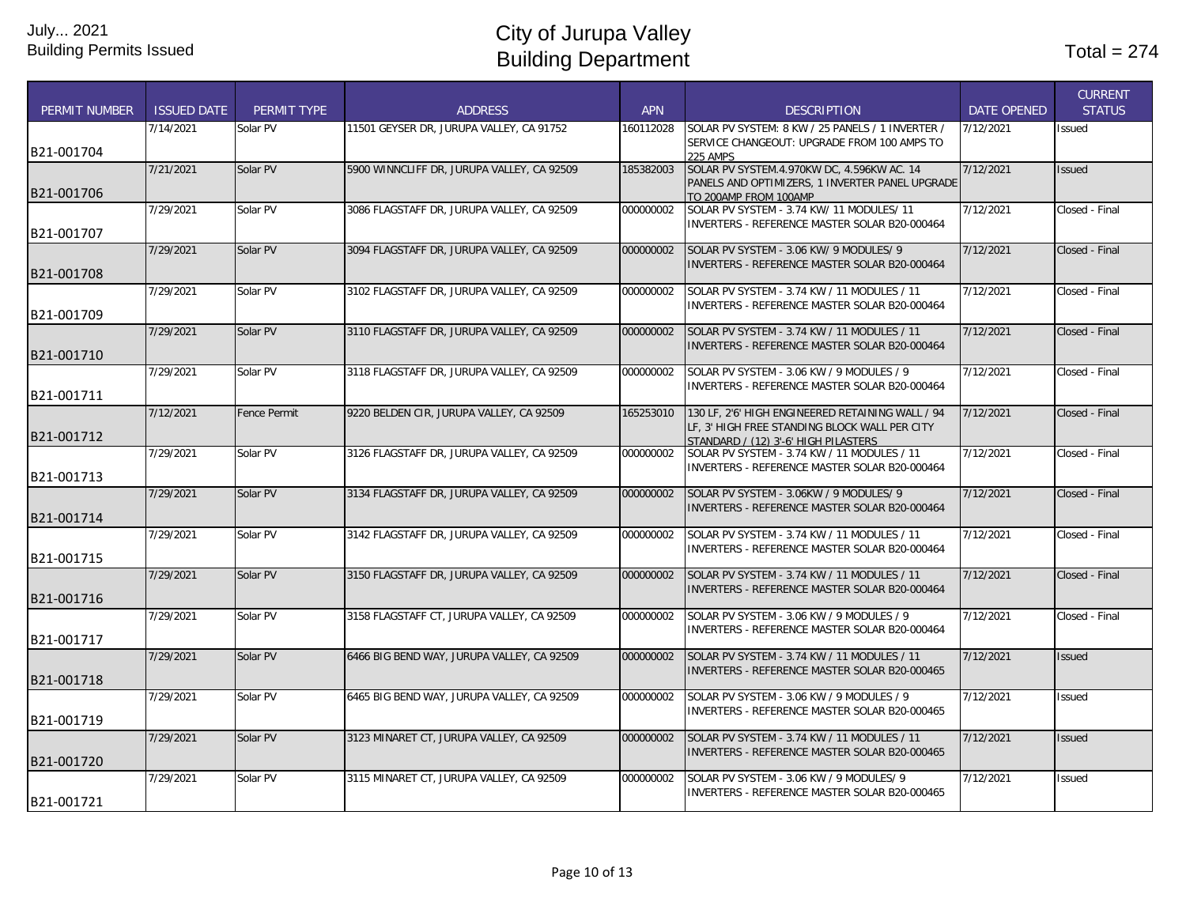July... 2021
Building Permits Issued

# City of Jurupa Valley
# Building Department

Total = 274

| PERMIT NUMBER | ISSUED DATE | PERMIT TYPE | ADDRESS | APN | DESCRIPTION | DATE OPENED | CURRENT STATUS |
|---|---|---|---|---|---|---|---|
| B21-001704 | 7/14/2021 | Solar PV | 11501 GEYSER DR, JURUPA VALLEY, CA 91752 | 160112028 | SOLAR PV SYSTEM: 8 KW / 25 PANELS / 1 INVERTER / SERVICE CHANGEOUT: UPGRADE FROM 100 AMPS TO 225 AMPS | 7/12/2021 | Issued |
| B21-001706 | 7/21/2021 | Solar PV | 5900 WINNCLIFF DR, JURUPA VALLEY, CA 92509 | 185382003 | SOLAR PV SYSTEM.4.970KW DC, 4.596KW AC. 14 PANELS AND OPTIMIZERS, 1 INVERTER PANEL UPGRADE TO 200AMP FROM 100AMP | 7/12/2021 | Issued |
| B21-001707 | 7/29/2021 | Solar PV | 3086 FLAGSTAFF DR, JURUPA VALLEY, CA 92509 | 000000002 | SOLAR PV SYSTEM - 3.74 KW/ 11 MODULES/ 11 INVERTERS - REFERENCE MASTER SOLAR B20-000464 | 7/12/2021 | Closed - Final |
| B21-001708 | 7/29/2021 | Solar PV | 3094 FLAGSTAFF DR, JURUPA VALLEY, CA 92509 | 000000002 | SOLAR PV SYSTEM - 3.06 KW/ 9 MODULES/ 9 INVERTERS - REFERENCE MASTER SOLAR B20-000464 | 7/12/2021 | Closed - Final |
| B21-001709 | 7/29/2021 | Solar PV | 3102 FLAGSTAFF DR, JURUPA VALLEY, CA 92509 | 000000002 | SOLAR PV SYSTEM - 3.74 KW / 11 MODULES / 11 INVERTERS - REFERENCE MASTER SOLAR B20-000464 | 7/12/2021 | Closed - Final |
| B21-001710 | 7/29/2021 | Solar PV | 3110 FLAGSTAFF DR, JURUPA VALLEY, CA 92509 | 000000002 | SOLAR PV SYSTEM - 3.74 KW / 11 MODULES / 11 INVERTERS - REFERENCE MASTER SOLAR B20-000464 | 7/12/2021 | Closed - Final |
| B21-001711 | 7/29/2021 | Solar PV | 3118 FLAGSTAFF DR, JURUPA VALLEY, CA 92509 | 000000002 | SOLAR PV SYSTEM - 3.06 KW / 9 MODULES / 9 INVERTERS - REFERENCE MASTER SOLAR B20-000464 | 7/12/2021 | Closed - Final |
| B21-001712 | 7/12/2021 | Fence Permit | 9220 BELDEN CIR, JURUPA VALLEY, CA 92509 | 165253010 | 130 LF, 2'6' HIGH ENGINEERED RETAINING WALL / 94 LF, 3' HIGH FREE STANDING BLOCK WALL PER CITY STANDARD / (12) 3'-6' HIGH PILASTERS | 7/12/2021 | Closed - Final |
| B21-001713 | 7/29/2021 | Solar PV | 3126 FLAGSTAFF DR, JURUPA VALLEY, CA 92509 | 000000002 | SOLAR PV SYSTEM - 3.74 KW / 11 MODULES / 11 INVERTERS - REFERENCE MASTER SOLAR B20-000464 | 7/12/2021 | Closed - Final |
| B21-001714 | 7/29/2021 | Solar PV | 3134 FLAGSTAFF DR, JURUPA VALLEY, CA 92509 | 000000002 | SOLAR PV SYSTEM - 3.06KW / 9 MODULES/ 9 INVERTERS - REFERENCE MASTER SOLAR B20-000464 | 7/12/2021 | Closed - Final |
| B21-001715 | 7/29/2021 | Solar PV | 3142 FLAGSTAFF DR, JURUPA VALLEY, CA 92509 | 000000002 | SOLAR PV SYSTEM - 3.74 KW / 11 MODULES / 11 INVERTERS - REFERENCE MASTER SOLAR B20-000464 | 7/12/2021 | Closed - Final |
| B21-001716 | 7/29/2021 | Solar PV | 3150 FLAGSTAFF DR, JURUPA VALLEY, CA 92509 | 000000002 | SOLAR PV SYSTEM - 3.74 KW / 11 MODULES / 11 INVERTERS - REFERENCE MASTER SOLAR B20-000464 | 7/12/2021 | Closed - Final |
| B21-001717 | 7/29/2021 | Solar PV | 3158 FLAGSTAFF CT, JURUPA VALLEY, CA 92509 | 000000002 | SOLAR PV SYSTEM - 3.06 KW / 9 MODULES / 9 INVERTERS - REFERENCE MASTER SOLAR B20-000464 | 7/12/2021 | Closed - Final |
| B21-001718 | 7/29/2021 | Solar PV | 6466 BIG BEND WAY, JURUPA VALLEY, CA 92509 | 000000002 | SOLAR PV SYSTEM - 3.74 KW / 11 MODULES / 11 INVERTERS - REFERENCE MASTER SOLAR B20-000465 | 7/12/2021 | Issued |
| B21-001719 | 7/29/2021 | Solar PV | 6465 BIG BEND WAY, JURUPA VALLEY, CA 92509 | 000000002 | SOLAR PV SYSTEM - 3.06 KW / 9 MODULES / 9 INVERTERS - REFERENCE MASTER SOLAR B20-000465 | 7/12/2021 | Issued |
| B21-001720 | 7/29/2021 | Solar PV | 3123 MINARET CT, JURUPA VALLEY, CA 92509 | 000000002 | SOLAR PV SYSTEM - 3.74 KW / 11 MODULES / 11 INVERTERS - REFERENCE MASTER SOLAR B20-000465 | 7/12/2021 | Issued |
| B21-001721 | 7/29/2021 | Solar PV | 3115 MINARET CT, JURUPA VALLEY, CA 92509 | 000000002 | SOLAR PV SYSTEM - 3.06 KW / 9 MODULES/ 9 INVERTERS - REFERENCE MASTER SOLAR B20-000465 | 7/12/2021 | Issued |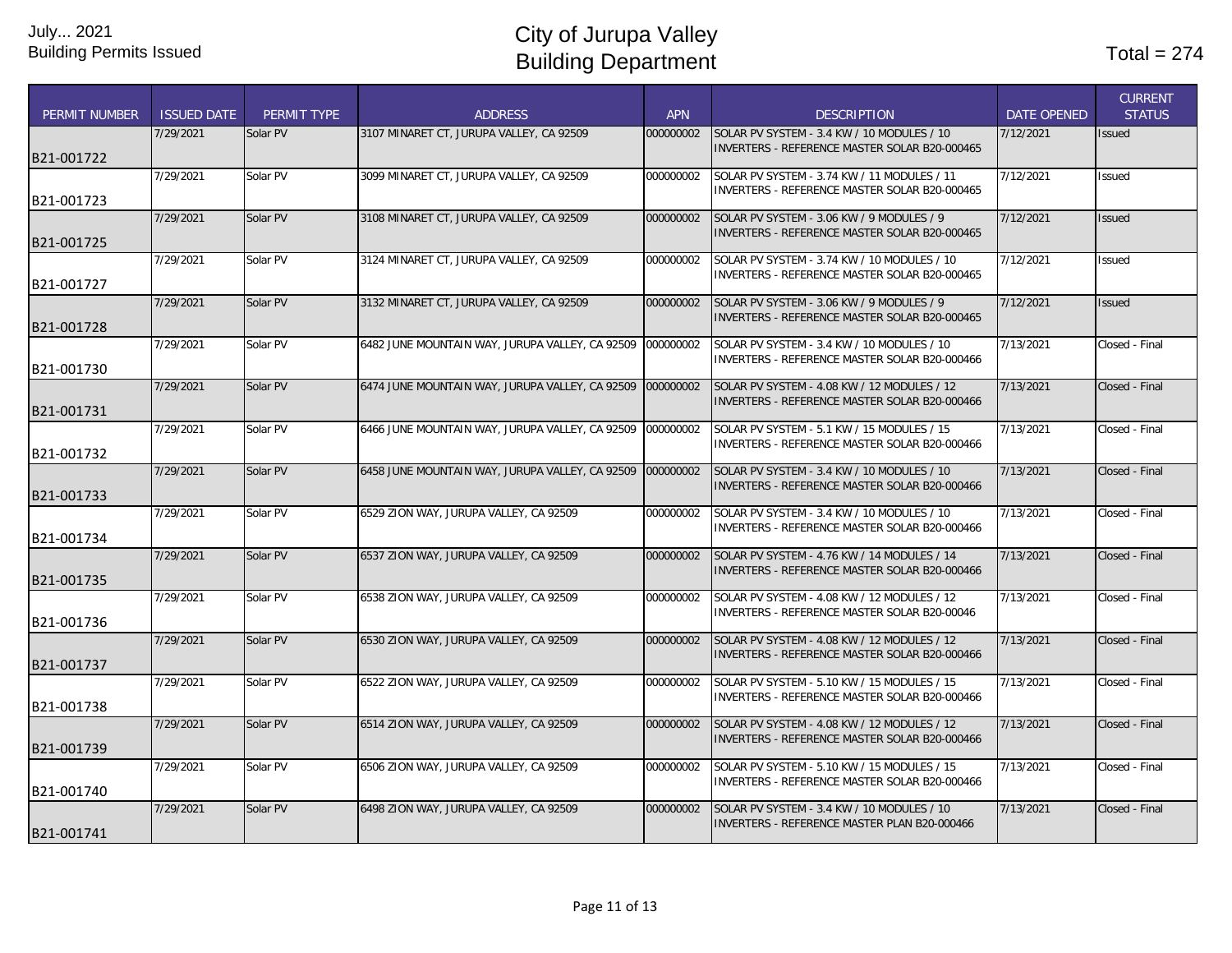July... 2021
Building Permits Issued

# City of Jurupa Valley
# Building Department

Total = 274

| PERMIT NUMBER | ISSUED DATE | PERMIT TYPE | ADDRESS | APN | DESCRIPTION | DATE OPENED | CURRENT STATUS |
|---|---|---|---|---|---|---|---|
| B21-001722 | 7/29/2021 | Solar PV | 3107 MINARET CT, JURUPA VALLEY, CA 92509 | 000000002 | SOLAR PV SYSTEM - 3.4 KW / 10 MODULES / 10 INVERTERS - REFERENCE MASTER SOLAR B20-000465 | 7/12/2021 | Issued |
| B21-001723 | 7/29/2021 | Solar PV | 3099 MINARET CT, JURUPA VALLEY, CA 92509 | 000000002 | SOLAR PV SYSTEM - 3.74 KW / 11 MODULES / 11 INVERTERS - REFERENCE MASTER SOLAR B20-000465 | 7/12/2021 | Issued |
| B21-001725 | 7/29/2021 | Solar PV | 3108 MINARET CT, JURUPA VALLEY, CA 92509 | 000000002 | SOLAR PV SYSTEM - 3.06 KW / 9 MODULES / 9 INVERTERS - REFERENCE MASTER SOLAR B20-000465 | 7/12/2021 | Issued |
| B21-001727 | 7/29/2021 | Solar PV | 3124 MINARET CT, JURUPA VALLEY, CA 92509 | 000000002 | SOLAR PV SYSTEM - 3.74 KW / 10 MODULES / 10 INVERTERS - REFERENCE MASTER SOLAR B20-000465 | 7/12/2021 | Issued |
| B21-001728 | 7/29/2021 | Solar PV | 3132 MINARET CT, JURUPA VALLEY, CA 92509 | 000000002 | SOLAR PV SYSTEM - 3.06 KW / 9 MODULES / 9 INVERTERS - REFERENCE MASTER SOLAR B20-000465 | 7/12/2021 | Issued |
| B21-001730 | 7/29/2021 | Solar PV | 6482 JUNE MOUNTAIN WAY, JURUPA VALLEY, CA 92509 | 000000002 | SOLAR PV SYSTEM - 3.4 KW / 10 MODULES / 10 INVERTERS - REFERENCE MASTER SOLAR B20-000466 | 7/13/2021 | Closed - Final |
| B21-001731 | 7/29/2021 | Solar PV | 6474 JUNE MOUNTAIN WAY, JURUPA VALLEY, CA 92509 | 000000002 | SOLAR PV SYSTEM - 4.08 KW / 12 MODULES / 12 INVERTERS - REFERENCE MASTER SOLAR B20-000466 | 7/13/2021 | Closed - Final |
| B21-001732 | 7/29/2021 | Solar PV | 6466 JUNE MOUNTAIN WAY, JURUPA VALLEY, CA 92509 | 000000002 | SOLAR PV SYSTEM - 5.1 KW / 15 MODULES / 15 INVERTERS - REFERENCE MASTER SOLAR B20-000466 | 7/13/2021 | Closed - Final |
| B21-001733 | 7/29/2021 | Solar PV | 6458 JUNE MOUNTAIN WAY, JURUPA VALLEY, CA 92509 | 000000002 | SOLAR PV SYSTEM - 3.4 KW / 10 MODULES / 10 INVERTERS - REFERENCE MASTER SOLAR B20-000466 | 7/13/2021 | Closed - Final |
| B21-001734 | 7/29/2021 | Solar PV | 6529 ZION WAY, JURUPA VALLEY, CA 92509 | 000000002 | SOLAR PV SYSTEM - 3.4 KW / 10 MODULES / 10 INVERTERS - REFERENCE MASTER SOLAR B20-000466 | 7/13/2021 | Closed - Final |
| B21-001735 | 7/29/2021 | Solar PV | 6537 ZION WAY, JURUPA VALLEY, CA 92509 | 000000002 | SOLAR PV SYSTEM - 4.76 KW / 14 MODULES / 14 INVERTERS - REFERENCE MASTER SOLAR B20-000466 | 7/13/2021 | Closed - Final |
| B21-001736 | 7/29/2021 | Solar PV | 6538 ZION WAY, JURUPA VALLEY, CA 92509 | 000000002 | SOLAR PV SYSTEM - 4.08 KW / 12 MODULES / 12 INVERTERS - REFERENCE MASTER SOLAR B20-00046 | 7/13/2021 | Closed - Final |
| B21-001737 | 7/29/2021 | Solar PV | 6530 ZION WAY, JURUPA VALLEY, CA 92509 | 000000002 | SOLAR PV SYSTEM - 4.08 KW / 12 MODULES / 12 INVERTERS - REFERENCE MASTER SOLAR B20-000466 | 7/13/2021 | Closed - Final |
| B21-001738 | 7/29/2021 | Solar PV | 6522 ZION WAY, JURUPA VALLEY, CA 92509 | 000000002 | SOLAR PV SYSTEM - 5.10 KW / 15 MODULES / 15 INVERTERS - REFERENCE MASTER SOLAR B20-000466 | 7/13/2021 | Closed - Final |
| B21-001739 | 7/29/2021 | Solar PV | 6514 ZION WAY, JURUPA VALLEY, CA 92509 | 000000002 | SOLAR PV SYSTEM - 4.08 KW / 12 MODULES / 12 INVERTERS - REFERENCE MASTER SOLAR B20-000466 | 7/13/2021 | Closed - Final |
| B21-001740 | 7/29/2021 | Solar PV | 6506 ZION WAY, JURUPA VALLEY, CA 92509 | 000000002 | SOLAR PV SYSTEM - 5.10 KW / 15 MODULES / 15 INVERTERS - REFERENCE MASTER SOLAR B20-000466 | 7/13/2021 | Closed - Final |
| B21-001741 | 7/29/2021 | Solar PV | 6498 ZION WAY, JURUPA VALLEY, CA 92509 | 000000002 | SOLAR PV SYSTEM - 3.4 KW / 10 MODULES / 10 INVERTERS - REFERENCE MASTER PLAN B20-000466 | 7/13/2021 | Closed - Final |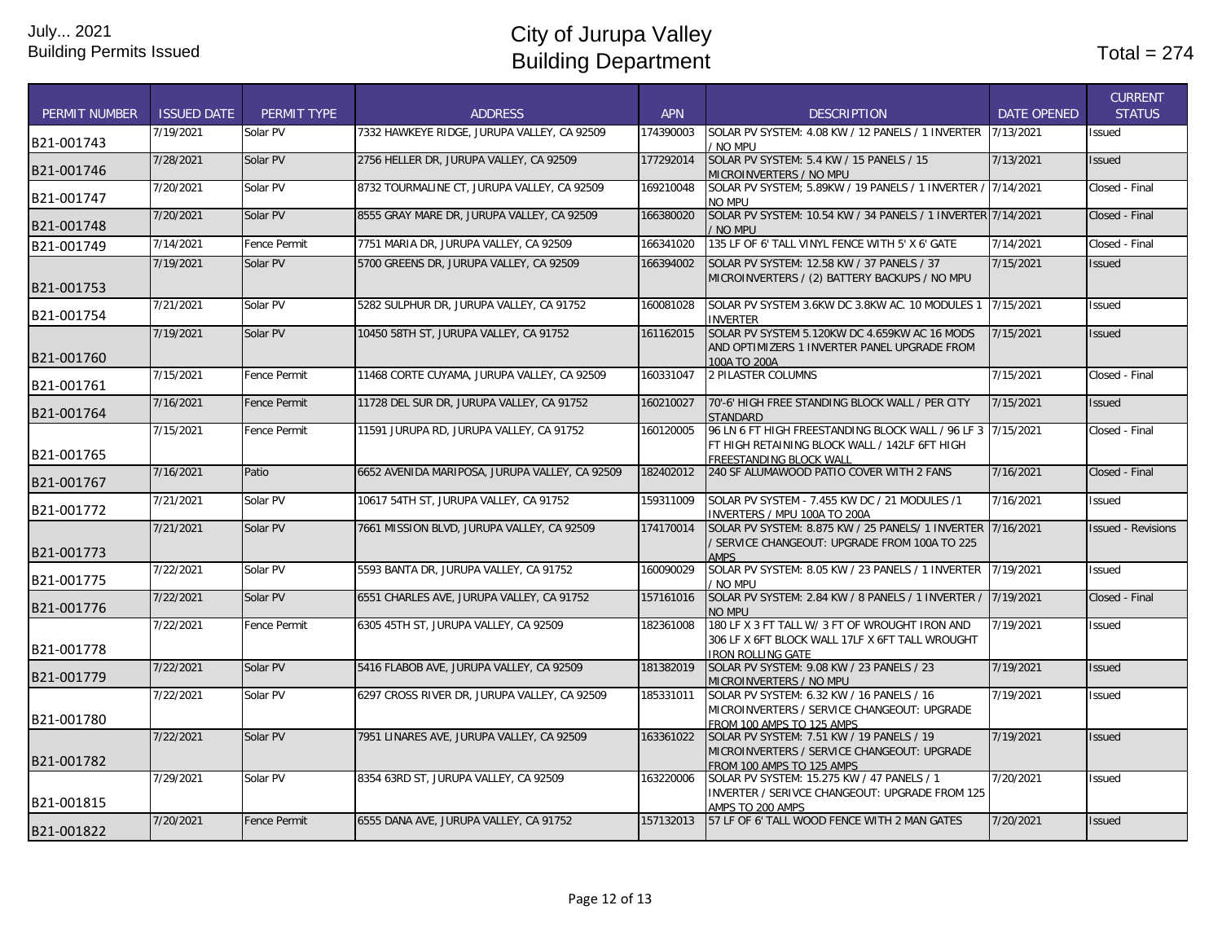July... 2021
Building Permits Issued

# City of Jurupa Valley
# Building Department

Total = 274

| PERMIT NUMBER | ISSUED DATE | PERMIT TYPE | ADDRESS | APN | DESCRIPTION | DATE OPENED | CURRENT STATUS |
|---|---|---|---|---|---|---|---|
| B21-001743 | 7/19/2021 | Solar PV | 7332 HAWKEYE RIDGE, JURUPA VALLEY, CA 92509 | 174390003 | SOLAR PV SYSTEM: 4.08 KW / 12 PANELS / 1 INVERTER / NO MPU | 7/13/2021 | Issued |
| B21-001746 | 7/28/2021 | Solar PV | 2756 HELLER DR, JURUPA VALLEY, CA 92509 | 177292014 | SOLAR PV SYSTEM: 5.4 KW / 15 PANELS / 15 MICROINVERTERS / NO MPU | 7/13/2021 | Issued |
| B21-001747 | 7/20/2021 | Solar PV | 8732 TOURMALINE CT, JURUPA VALLEY, CA 92509 | 169210048 | SOLAR PV SYSTEM; 5.89KW / 19 PANELS / 1 INVERTER / NO MPU | 7/14/2021 | Closed - Final |
| B21-001748 | 7/20/2021 | Solar PV | 8555 GRAY MARE DR, JURUPA VALLEY, CA 92509 | 166380020 | SOLAR PV SYSTEM: 10.54 KW / 34 PANELS / 1 INVERTER / NO MPU | 7/14/2021 | Closed - Final |
| B21-001749 | 7/14/2021 | Fence Permit | 7751 MARIA DR, JURUPA VALLEY, CA 92509 | 166341020 | 135 LF OF 6' TALL VINYL FENCE WITH 5' X 6' GATE | 7/14/2021 | Closed - Final |
| B21-001753 | 7/19/2021 | Solar PV | 5700 GREENS DR, JURUPA VALLEY, CA 92509 | 166394002 | SOLAR PV SYSTEM: 12.58 KW / 37 PANELS / 37 MICROINVERTERS / (2) BATTERY BACKUPS / NO MPU | 7/15/2021 | Issued |
| B21-001754 | 7/21/2021 | Solar PV | 5282 SULPHUR DR, JURUPA VALLEY, CA 91752 | 160081028 | SOLAR PV SYSTEM 3.6KW DC 3.8KW AC. 10 MODULES 1 INVERTER | 7/15/2021 | Issued |
| B21-001760 | 7/19/2021 | Solar PV | 10450 58TH ST, JURUPA VALLEY, CA 91752 | 161162015 | SOLAR PV SYSTEM 5.120KW DC 4.659KW AC 16 MODS AND OPTIMIZERS 1 INVERTER PANEL UPGRADE FROM 100A TO 200A | 7/15/2021 | Issued |
| B21-001761 | 7/15/2021 | Fence Permit | 11468 CORTE CUYAMA, JURUPA VALLEY, CA 92509 | 160331047 | 2 PILASTER COLUMNS | 7/15/2021 | Closed - Final |
| B21-001764 | 7/16/2021 | Fence Permit | 11728 DEL SUR DR, JURUPA VALLEY, CA 91752 | 160210027 | 70'-6' HIGH FREE STANDING BLOCK WALL / PER CITY STANDARD | 7/15/2021 | Issued |
| B21-001765 | 7/15/2021 | Fence Permit | 11591 JURUPA RD, JURUPA VALLEY, CA 91752 | 160120005 | 96 LN 6 FT HIGH FREESTANDING BLOCK WALL / 96 LF 3 FT HIGH RETAINING BLOCK WALL / 142LF 6FT HIGH FREESTANDING BLOCK WALL | 7/15/2021 | Closed - Final |
| B21-001767 | 7/16/2021 | Patio | 6652 AVENIDA MARIPOSA, JURUPA VALLEY, CA 92509 | 182402012 | 240 SF ALUMAWOOD PATIO COVER WITH 2 FANS | 7/16/2021 | Closed - Final |
| B21-001772 | 7/21/2021 | Solar PV | 10617 54TH ST, JURUPA VALLEY, CA 91752 | 159311009 | SOLAR PV SYSTEM - 7.455 KW DC / 21 MODULES /1 INVERTERS / MPU 100A TO 200A | 7/16/2021 | Issued |
| B21-001773 | 7/21/2021 | Solar PV | 7661 MISSION BLVD, JURUPA VALLEY, CA 92509 | 174170014 | SOLAR PV SYSTEM: 8.875 KW / 25 PANELS/ 1 INVERTER / SERVICE CHANGEOUT: UPGRADE FROM 100A TO 225 AMPS | 7/16/2021 | Issued - Revisions |
| B21-001775 | 7/22/2021 | Solar PV | 5593 BANTA DR, JURUPA VALLEY, CA 91752 | 160090029 | SOLAR PV SYSTEM: 8.05 KW / 23 PANELS / 1 INVERTER / NO MPU | 7/19/2021 | Issued |
| B21-001776 | 7/22/2021 | Solar PV | 6551 CHARLES AVE, JURUPA VALLEY, CA 91752 | 157161016 | SOLAR PV SYSTEM: 2.84 KW / 8 PANELS / 1 INVERTER / NO MPU | 7/19/2021 | Closed - Final |
| B21-001778 | 7/22/2021 | Fence Permit | 6305 45TH ST, JURUPA VALLEY, CA 92509 | 182361008 | 180 LF X 3 FT TALL W/ 3 FT OF WROUGHT IRON AND 306 LF X 6FT BLOCK WALL 17LF X 6FT TALL WROUGHT IRON ROLLING GATE | 7/19/2021 | Issued |
| B21-001779 | 7/22/2021 | Solar PV | 5416 FLABOB AVE, JURUPA VALLEY, CA 92509 | 181382019 | SOLAR PV SYSTEM: 9.08 KW / 23 PANELS / 23 MICROINVERTERS / NO MPU | 7/19/2021 | Issued |
| B21-001780 | 7/22/2021 | Solar PV | 6297 CROSS RIVER DR, JURUPA VALLEY, CA 92509 | 185331011 | SOLAR PV SYSTEM: 6.32 KW / 16 PANELS / 16 MICROINVERTERS / SERVICE CHANGEOUT: UPGRADE FROM 100 AMPS TO 125 AMPS | 7/19/2021 | Issued |
| B21-001782 | 7/22/2021 | Solar PV | 7951 LINARES AVE, JURUPA VALLEY, CA 92509 | 163361022 | SOLAR PV SYSTEM: 7.51 KW / 19 PANELS / 19 MICROINVERTERS / SERVICE CHANGEOUT: UPGRADE FROM 100 AMPS TO 125 AMPS | 7/19/2021 | Issued |
| B21-001815 | 7/29/2021 | Solar PV | 8354 63RD ST, JURUPA VALLEY, CA 92509 | 163220006 | SOLAR PV SYSTEM: 15.275 KW / 47 PANELS / 1 INVERTER / SERIVCE CHANGEOUT: UPGRADE FROM 125 AMPS TO 200 AMPS | 7/20/2021 | Issued |
| B21-001822 | 7/20/2021 | Fence Permit | 6555 DANA AVE, JURUPA VALLEY, CA 91752 | 157132013 | 57 LF OF 6' TALL WOOD FENCE WITH 2 MAN GATES | 7/20/2021 | Issued |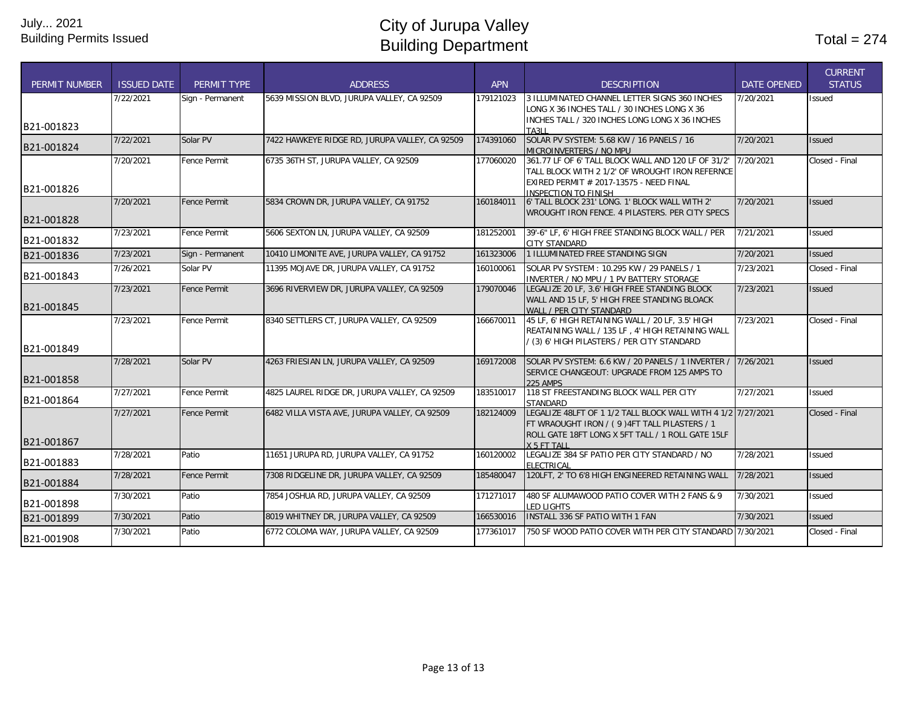July... 2021
Building Permits Issued

# City of Jurupa Valley
# Building Department

Total = 274

| PERMIT NUMBER | ISSUED DATE | PERMIT TYPE | ADDRESS | APN | DESCRIPTION | DATE OPENED | CURRENT STATUS |
|---|---|---|---|---|---|---|---|
| B21-001823 | 7/22/2021 | Sign - Permanent | 5639 MISSION BLVD, JURUPA VALLEY, CA 92509 | 179121023 | 3 ILLUMINATED CHANNEL LETTER SIGNS 360 INCHES LONG X 36 INCHES TALL / 30 INCHES LONG X 36 INCHES TALL / 320 INCHES LONG LONG X 36 INCHES TA3LL | 7/20/2021 | Issued |
| B21-001824 | 7/22/2021 | Solar PV | 7422 HAWKEYE RIDGE RD, JURUPA VALLEY, CA 92509 | 174391060 | SOLAR PV SYSTEM: 5.68 KW / 16 PANELS / 16 MICROINVERTERS / NO MPU | 7/20/2021 | Issued |
| B21-001826 | 7/20/2021 | Fence Permit | 6735 36TH ST, JURUPA VALLEY, CA 92509 | 177060020 | 361.77 LF OF 6' TALL BLOCK WALL AND 120 LF OF 31/2' TALL BLOCK WITH 2 1/2' OF WROUGHT IRON REFERNCE EXIRED PERMIT # 2017-13575 - NEED FINAL INSPECTION TO FINISH | 7/20/2021 | Closed - Final |
| B21-001828 | 7/20/2021 | Fence Permit | 5834 CROWN DR, JURUPA VALLEY, CA 91752 | 160184011 | 6' TALL BLOCK 231' LONG. 1' BLOCK WALL WITH 2' WROUGHT IRON FENCE. 4 PILASTERS. PER CITY SPECS | 7/20/2021 | Issued |
| B21-001832 | 7/23/2021 | Fence Permit | 5606 SEXTON LN, JURUPA VALLEY, CA 92509 | 181252001 | 39'-6" LF, 6' HIGH FREE STANDING BLOCK WALL / PER CITY STANDARD | 7/21/2021 | Issued |
| B21-001836 | 7/23/2021 | Sign - Permanent | 10410 LIMONITE AVE, JURUPA VALLEY, CA 91752 | 161323006 | 1 ILLUMINATED FREE STANDING SIGN | 7/20/2021 | Issued |
| B21-001843 | 7/26/2021 | Solar PV | 11395 MOJAVE DR, JURUPA VALLEY, CA 91752 | 160100061 | SOLAR PV SYSTEM : 10.295 KW / 29 PANELS / 1 INVERTER / NO MPU / 1 PV BATTERY STORAGE | 7/23/2021 | Closed - Final |
| B21-001845 | 7/23/2021 | Fence Permit | 3696 RIVERVIEW DR, JURUPA VALLEY, CA 92509 | 179070046 | LEGALIZE 20 LF, 3.6' HIGH FREE STANDING BLOCK WALL AND 15 LF, 5' HIGH FREE STANDING BLOACK WALL / PER CITY STANDARD | 7/23/2021 | Issued |
| B21-001849 | 7/23/2021 | Fence Permit | 8340 SETTLERS CT, JURUPA VALLEY, CA 92509 | 166670011 | 45 LF, 6' HIGH RETAINING WALL / 20 LF, 3.5' HIGH REATAINING WALL / 135 LF , 4' HIGH RETAINING WALL / (3) 6' HIGH PILASTERS / PER CITY STANDARD | 7/23/2021 | Closed - Final |
| B21-001858 | 7/28/2021 | Solar PV | 4263 FRIESIAN LN, JURUPA VALLEY, CA 92509 | 169172008 | SOLAR PV SYSTEM: 6.6 KW / 20 PANELS / 1 INVERTER / SERVICE CHANGEOUT: UPGRADE FROM 125 AMPS TO 225 AMPS | 7/26/2021 | Issued |
| B21-001864 | 7/27/2021 | Fence Permit | 4825 LAUREL RIDGE DR, JURUPA VALLEY, CA 92509 | 183510017 | 118 ST FREESTANDING BLOCK WALL PER CITY STANDARD | 7/27/2021 | Issued |
| B21-001867 | 7/27/2021 | Fence Permit | 6482 VILLA VISTA AVE, JURUPA VALLEY, CA 92509 | 182124009 | LEGALIZE 48LFT OF 1 1/2 TALL BLOCK WALL WITH 4 1/2 FT WRAOUGHT IRON / ( 9 )4FT TALL PILASTERS / 1 ROLL GATE 18FT LONG X 5FT TALL / 1 ROLL GATE 15LF X 5 FT TALL | 7/27/2021 | Closed - Final |
| B21-001883 | 7/28/2021 | Patio | 11651 JURUPA RD, JURUPA VALLEY, CA 91752 | 160120002 | LEGALIZE 384 SF PATIO PER CITY STANDARD / NO ELECTRICAL | 7/28/2021 | Issued |
| B21-001884 | 7/28/2021 | Fence Permit | 7308 RIDGELINE DR, JURUPA VALLEY, CA 92509 | 185480047 | 120LFT, 2' TO 6'8 HIGH ENGINEERED RETAINING WALL | 7/28/2021 | Issued |
| B21-001898 | 7/30/2021 | Patio | 7854 JOSHUA RD, JURUPA VALLEY, CA 92509 | 171271017 | 480 SF ALUMAWOOD PATIO COVER WITH 2 FANS & 9 LED LIGHTS | 7/30/2021 | Issued |
| B21-001899 | 7/30/2021 | Patio | 8019 WHITNEY DR, JURUPA VALLEY, CA 92509 | 166530016 | INSTALL 336 SF PATIO WITH 1 FAN | 7/30/2021 | Issued |
| B21-001908 | 7/30/2021 | Patio | 6772 COLOMA WAY, JURUPA VALLEY, CA 92509 | 177361017 | 750 SF WOOD PATIO COVER WITH PER CITY STANDARD | 7/30/2021 | Closed - Final |